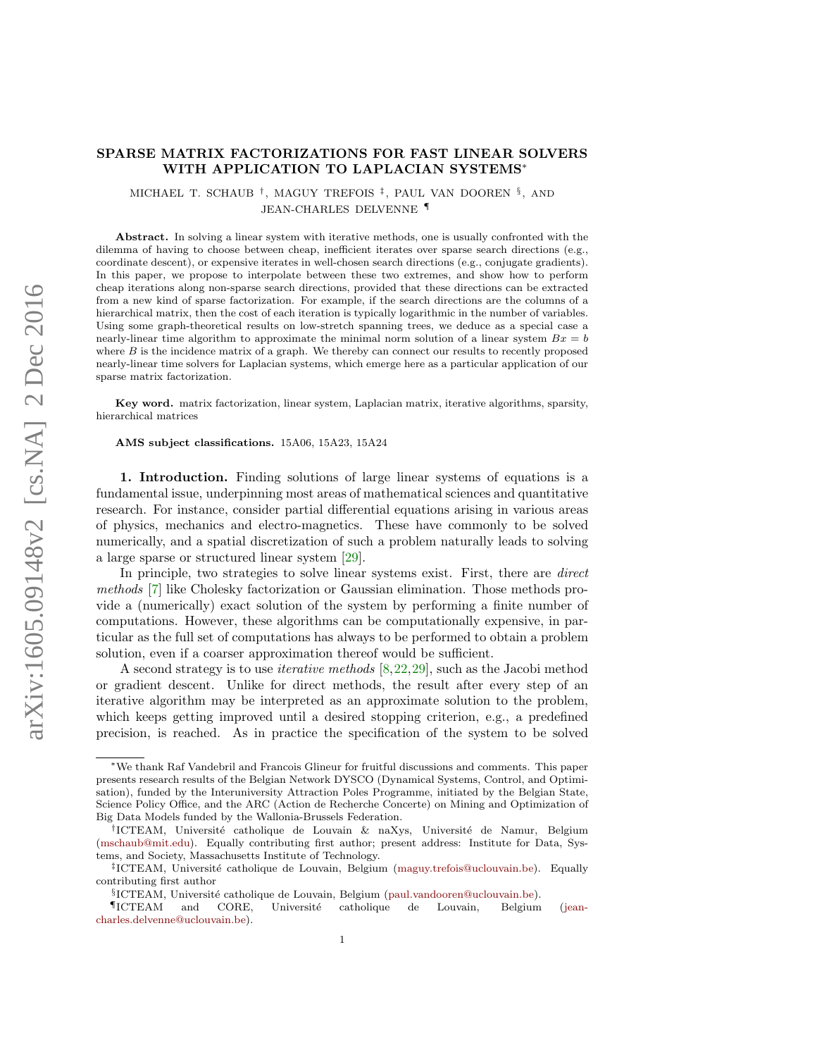# SPARSE MATRIX FACTORIZATIONS FOR FAST LINEAR SOLVERS WITH APPLICATION TO LAPLACIAN SYSTEMS*

MICHAEL T. SCHAUB †, MAGUY TREFOIS ‡, PAUL VAN DOOREN §, AND JEAN-CHARLES DELVENNE ¶

**Abstract.** In solving a linear system with iterative methods, one is usually confronted with the dilemma of having to choose between cheap, inefficient iterates over sparse search directions (e.g., coordinate descent), or expensive iterates in well-chosen search directions (e.g., conjugate gradients). In this paper, we propose to interpolate between these two extremes, and show how to perform cheap iterations along non-sparse search directions, provided that these directions can be extracted from a new kind of sparse factorization. For example, if the search directions are the columns of a hierarchical matrix, then the cost of each iteration is typically logarithmic in the number of variables. Using some graph-theoretical results on low-stretch spanning trees, we deduce as a special case a nearly-linear time algorithm to approximate the minimal norm solution of a linear system $Bx = b$ where $B$ is the incidence matrix of a graph. We thereby can connect our results to recently proposed nearly-linear time solvers for Laplacian systems, which emerge here as a particular application of our sparse matrix factorization.

**Key word.** matrix factorization, linear system, Laplacian matrix, iterative algorithms, sparsity, hierarchical matrices

**AMS subject classifications.** 15A06, 15A23, 15A24

**1. Introduction.** Finding solutions of large linear systems of equations is a fundamental issue, underpinning most areas of mathematical sciences and quantitative research. For instance, consider partial differential equations arising in various areas of physics, mechanics and electro-magnetics. These have commonly to be solved numerically, and a spatial discretization of such a problem naturally leads to solving a large sparse or structured linear system [29].

In principle, two strategies to solve linear systems exist. First, there are *direct methods* [7] like Cholesky factorization or Gaussian elimination. Those methods provide a (numerically) exact solution of the system by performing a finite number of computations. However, these algorithms can be computationally expensive, in particular as the full set of computations has always to be performed to obtain a problem solution, even if a coarser approximation thereof would be sufficient.

A second strategy is to use *iterative methods* [8,22,29], such as the Jacobi method or gradient descent. Unlike for direct methods, the result after every step of an iterative algorithm may be interpreted as an approximate solution to the problem, which keeps getting improved until a desired stopping criterion, e.g., a predefined precision, is reached. As in practice the specification of the system to be solved

---

*We thank Raf Vandebril and Francois Glineur for fruitful discussions and comments. This paper presents research results of the Belgian Network DYSCO (Dynamical Systems, Control, and Optimisation), funded by the Interuniversity Attraction Poles Programme, initiated by the Belgian State, Science Policy Office, and the ARC (Action de Recherche Concerte) on Mining and Optimization of Big Data Models funded by the Wallonia-Brussels Federation.

†ICTEAM, Université catholique de Louvain & naXys, Université de Namur, Belgium (mschaub@mit.edu). Equally contributing first author; present address: Institute for Data, Systems, and Society, Massachusetts Institute of Technology.

‡ICTEAM, Université catholique de Louvain, Belgium (maguy.trefois@uclouvain.be). Equally contributing first author

§ICTEAM, Université catholique de Louvain, Belgium (paul.vandooren@uclouvain.be).

¶ICTEAM and CORE, Université catholique de Louvain, Belgium (jean-charles.delvenne@uclouvain.be).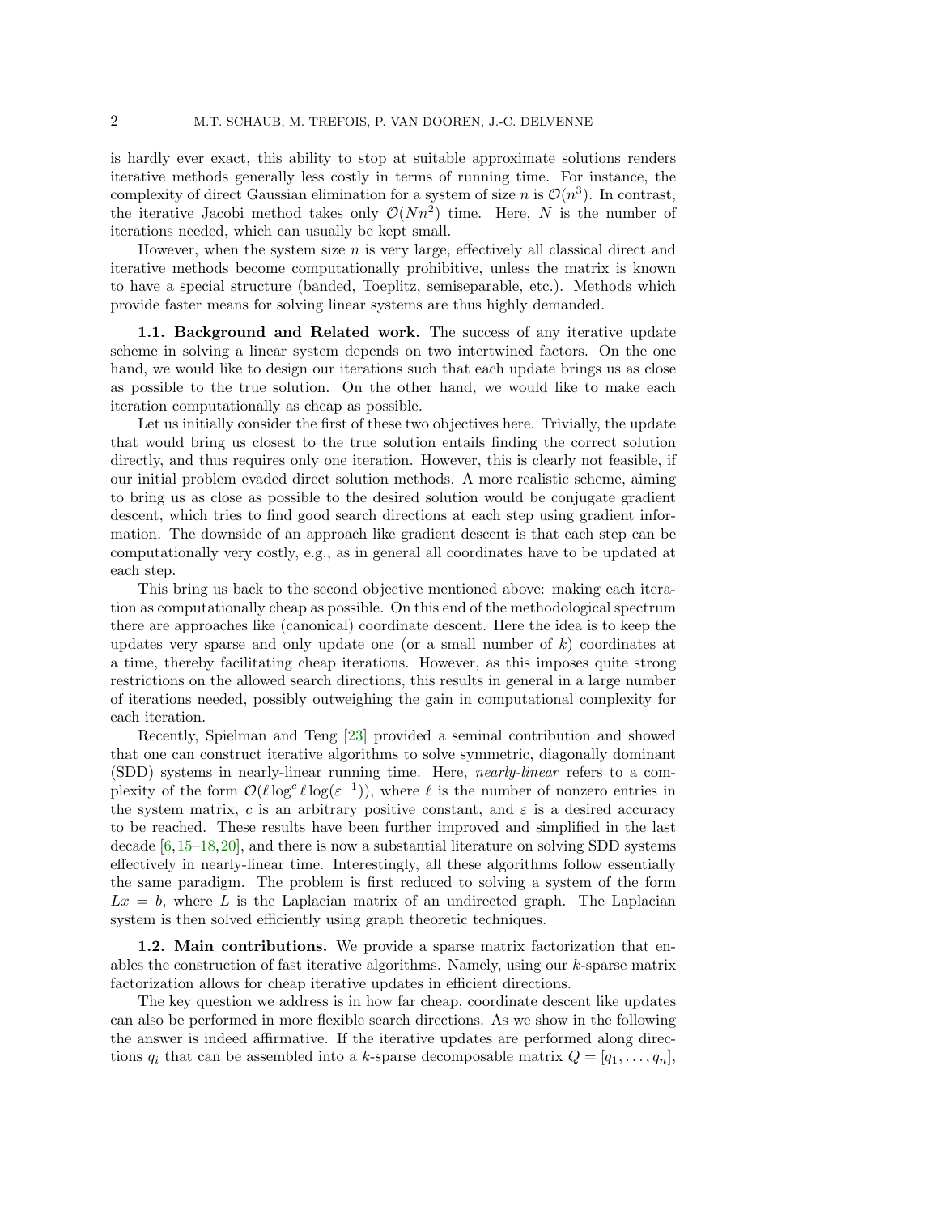is hardly ever exact, this ability to stop at suitable approximate solutions renders iterative methods generally less costly in terms of running time. For instance, the complexity of direct Gaussian elimination for a system of size $n$ is $\mathcal{O}(n^3)$. In contrast, the iterative Jacobi method takes only $\mathcal{O}(Nn^2)$ time. Here, $N$ is the number of iterations needed, which can usually be kept small.

However, when the system size $n$ is very large, effectively all classical direct and iterative methods become computationally prohibitive, unless the matrix is known to have a special structure (banded, Toeplitz, semiseparable, etc.). Methods which provide faster means for solving linear systems are thus highly demanded.

**1.1. Background and Related work.** The success of any iterative update scheme in solving a linear system depends on two intertwined factors. On the one hand, we would like to design our iterations such that each update brings us as close as possible to the true solution. On the other hand, we would like to make each iteration computationally as cheap as possible.

Let us initially consider the first of these two objectives here. Trivially, the update that would bring us closest to the true solution entails finding the correct solution directly, and thus requires only one iteration. However, this is clearly not feasible, if our initial problem evaded direct solution methods. A more realistic scheme, aiming to bring us as close as possible to the desired solution would be conjugate gradient descent, which tries to find good search directions at each step using gradient information. The downside of an approach like gradient descent is that each step can be computationally very costly, e.g., as in general all coordinates have to be updated at each step.

This bring us back to the second objective mentioned above: making each iteration as computationally cheap as possible. On this end of the methodological spectrum there are approaches like (canonical) coordinate descent. Here the idea is to keep the updates very sparse and only update one (or a small number of $k$) coordinates at a time, thereby facilitating cheap iterations. However, as this imposes quite strong restrictions on the allowed search directions, this results in general in a large number of iterations needed, possibly outweighing the gain in computational complexity for each iteration.

Recently, Spielman and Teng [23] provided a seminal contribution and showed that one can construct iterative algorithms to solve symmetric, diagonally dominant (SDD) systems in nearly-linear running time. Here, *nearly-linear* refers to a complexity of the form $\mathcal{O}(\ell \log^c \ell \log(\varepsilon^{-1}))$, where $\ell$ is the number of nonzero entries in the system matrix, $c$ is an arbitrary positive constant, and $\varepsilon$ is a desired accuracy to be reached. These results have been further improved and simplified in the last decade [6,15–18,20], and there is now a substantial literature on solving SDD systems effectively in nearly-linear time. Interestingly, all these algorithms follow essentially the same paradigm. The problem is first reduced to solving a system of the form $Lx = b$, where $L$ is the Laplacian matrix of an undirected graph. The Laplacian system is then solved efficiently using graph theoretic techniques.

**1.2. Main contributions.** We provide a sparse matrix factorization that enables the construction of fast iterative algorithms. Namely, using our $k$-sparse matrix factorization allows for cheap iterative updates in efficient directions.

The key question we address is in how far cheap, coordinate descent like updates can also be performed in more flexible search directions. As we show in the following the answer is indeed affirmative. If the iterative updates are performed along directions $q_i$ that can be assembled into a $k$-sparse decomposable matrix $Q = [q_1, \ldots, q_n]$,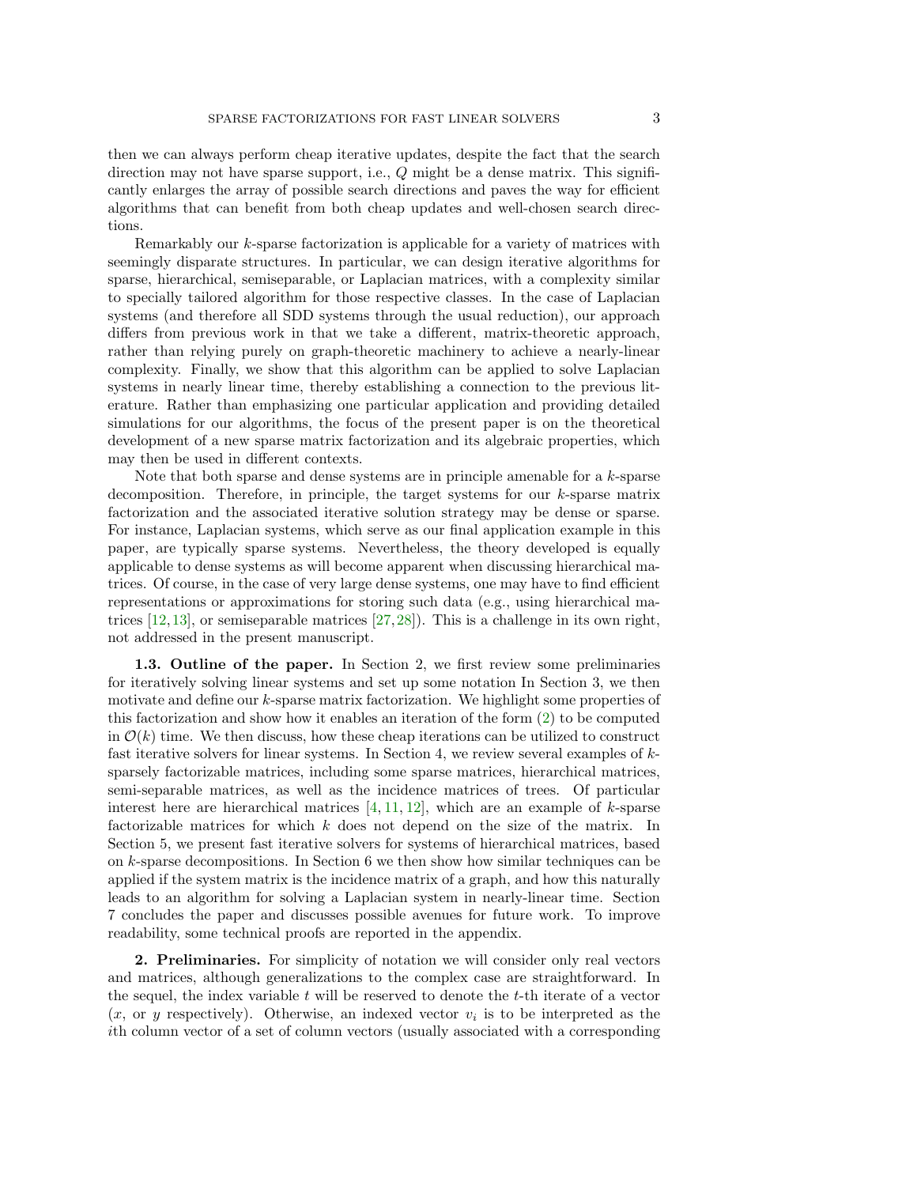then we can always perform cheap iterative updates, despite the fact that the search direction may not have sparse support, i.e., $Q$ might be a dense matrix. This significantly enlarges the array of possible search directions and paves the way for efficient algorithms that can benefit from both cheap updates and well-chosen search directions.

Remarkably our $k$-sparse factorization is applicable for a variety of matrices with seemingly disparate structures. In particular, we can design iterative algorithms for sparse, hierarchical, semiseparable, or Laplacian matrices, with a complexity similar to specially tailored algorithm for those respective classes. In the case of Laplacian systems (and therefore all SDD systems through the usual reduction), our approach differs from previous work in that we take a different, matrix-theoretic approach, rather than relying purely on graph-theoretic machinery to achieve a nearly-linear complexity. Finally, we show that this algorithm can be applied to solve Laplacian systems in nearly linear time, thereby establishing a connection to the previous literature. Rather than emphasizing one particular application and providing detailed simulations for our algorithms, the focus of the present paper is on the theoretical development of a new sparse matrix factorization and its algebraic properties, which may then be used in different contexts.

Note that both sparse and dense systems are in principle amenable for a $k$-sparse decomposition. Therefore, in principle, the target systems for our $k$-sparse matrix factorization and the associated iterative solution strategy may be dense or sparse. For instance, Laplacian systems, which serve as our final application example in this paper, are typically sparse systems. Nevertheless, the theory developed is equally applicable to dense systems as will become apparent when discussing hierarchical matrices. Of course, in the case of very large dense systems, one may have to find efficient representations or approximations for storing such data (e.g., using hierarchical matrices [12,13], or semiseparable matrices [27,28]). This is a challenge in its own right, not addressed in the present manuscript.

**1.3. Outline of the paper.** In Section 2, we first review some preliminaries for iteratively solving linear systems and set up some notation In Section 3, we then motivate and define our $k$-sparse matrix factorization. We highlight some properties of this factorization and show how it enables an iteration of the form (2) to be computed in $\mathcal{O}(k)$ time. We then discuss, how these cheap iterations can be utilized to construct fast iterative solvers for linear systems. In Section 4, we review several examples of $k$-sparsely factorizable matrices, including some sparse matrices, hierarchical matrices, semi-separable matrices, as well as the incidence matrices of trees. Of particular interest here are hierarchical matrices [4,11,12], which are an example of $k$-sparse factorizable matrices for which $k$ does not depend on the size of the matrix. In Section 5, we present fast iterative solvers for systems of hierarchical matrices, based on $k$-sparse decompositions. In Section 6 we then show how similar techniques can be applied if the system matrix is the incidence matrix of a graph, and how this naturally leads to an algorithm for solving a Laplacian system in nearly-linear time. Section 7 concludes the paper and discusses possible avenues for future work. To improve readability, some technical proofs are reported in the appendix.

## 2. Preliminaries.

For simplicity of notation we will consider only real vectors and matrices, although generalizations to the complex case are straightforward. In the sequel, the index variable $t$ will be reserved to denote the $t$-th iterate of a vector ($x$, or $y$ respectively). Otherwise, an indexed vector $v_i$ is to be interpreted as the $i$th column vector of a set of column vectors (usually associated with a corresponding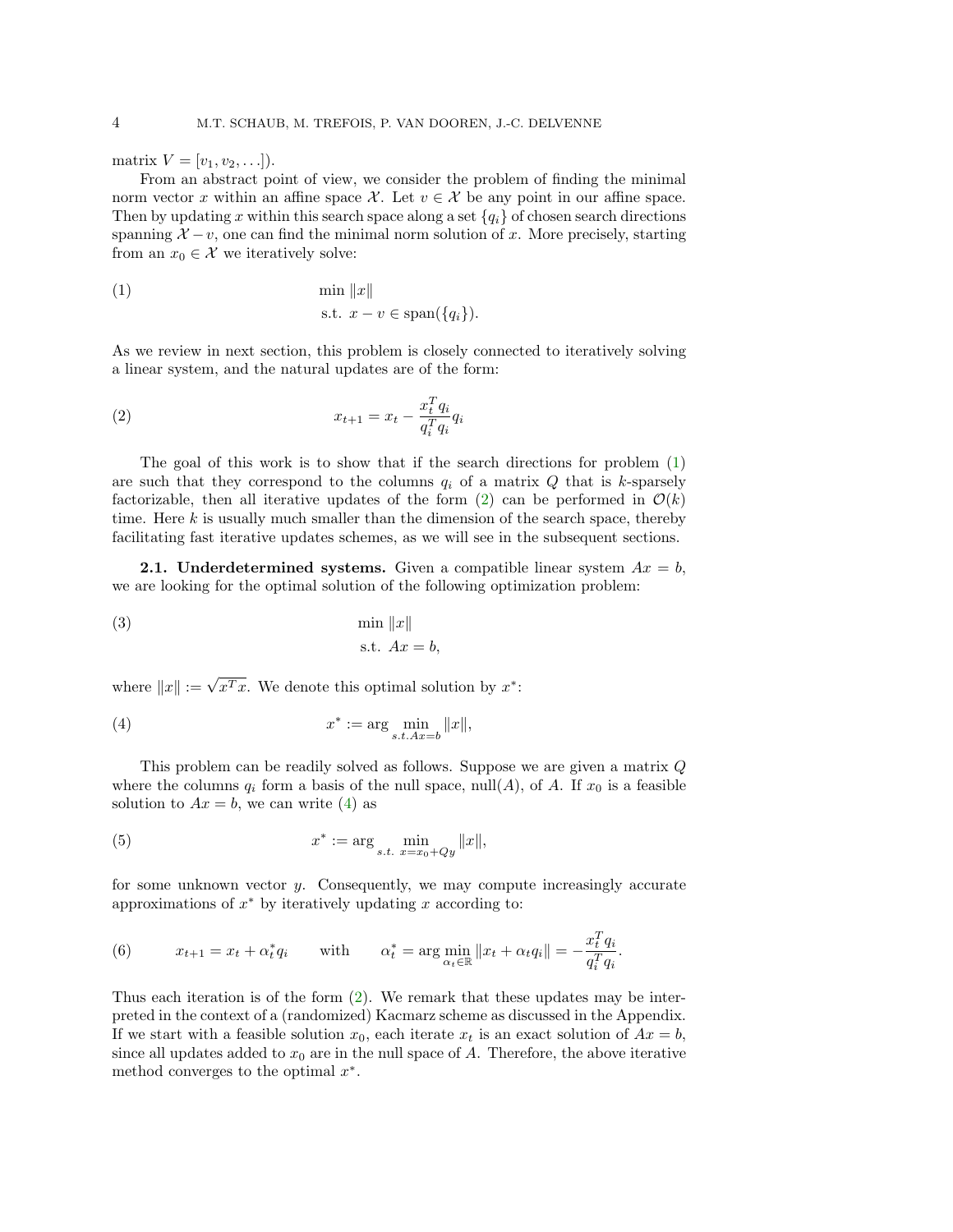matrix $V = [v_1, v_2, \ldots]$).

From an abstract point of view, we consider the problem of finding the minimal norm vector $x$ within an affine space $\mathcal{X}$. Let $v \in \mathcal{X}$ be any point in our affine space. Then by updating $x$ within this search space along a set $\{q_i\}$ of chosen search directions spanning $\mathcal{X} - v$, one can find the minimal norm solution of $x$. More precisely, starting from an $x_0 \in \mathcal{X}$ we iteratively solve:

$$
\begin{aligned}
&\min \|x\| \\
&\text{s.t. } x - v \in \operatorname{span}(\{q_i\}).
\end{aligned}
\tag{1}
$$

As we review in next section, this problem is closely connected to iteratively solving a linear system, and the natural updates are of the form:

$$
x_{t+1} = x_t - \frac{x_t^T q_i}{q_i^T q_i} q_i \tag{2}
$$

The goal of this work is to show that if the search directions for problem (1) are such that they correspond to the columns $q_i$ of a matrix $Q$ that is $k$-sparsely factorizable, then all iterative updates of the form (2) can be performed in $\mathcal{O}(k)$ time. Here $k$ is usually much smaller than the dimension of the search space, thereby facilitating fast iterative updates schemes, as we will see in the subsequent sections.

**2.1. Underdetermined systems.** Given a compatible linear system $Ax = b$, we are looking for the optimal solution of the following optimization problem:

$$
\begin{aligned}
&\min \|x\| \\
&\text{s.t. } Ax = b,
\end{aligned}
\tag{3}
$$

where $\|x\| := \sqrt{x^T x}$. We denote this optimal solution by $x^*$:

$$
x^* := \arg \min_{s.t. Ax = b} \|x\|, \tag{4}
$$

This problem can be readily solved as follows. Suppose we are given a matrix $Q$ where the columns $q_i$ form a basis of the null space, null$(A)$, of $A$. If $x_0$ is a feasible solution to $Ax = b$, we can write (4) as

$$
x^* := \arg \min_{s.t.\ x = x_0 + Qy} \|x\|, \tag{5}
$$

for some unknown vector $y$. Consequently, we may compute increasingly accurate approximations of $x^*$ by iteratively updating $x$ according to:

$$
x_{t+1} = x_t + \alpha_t^* q_i \qquad \text{with} \qquad \alpha_t^* = \arg \min_{\alpha_t \in \mathbb{R}} \|x_t + \alpha_t q_i\| = -\frac{x_t^T q_i}{q_i^T q_i}. \tag{6}
$$

Thus each iteration is of the form (2). We remark that these updates may be interpreted in the context of a (randomized) Kacmarz scheme as discussed in the Appendix. If we start with a feasible solution $x_0$, each iterate $x_t$ is an exact solution of $Ax = b$, since all updates added to $x_0$ are in the null space of $A$. Therefore, the above iterative method converges to the optimal $x^*$.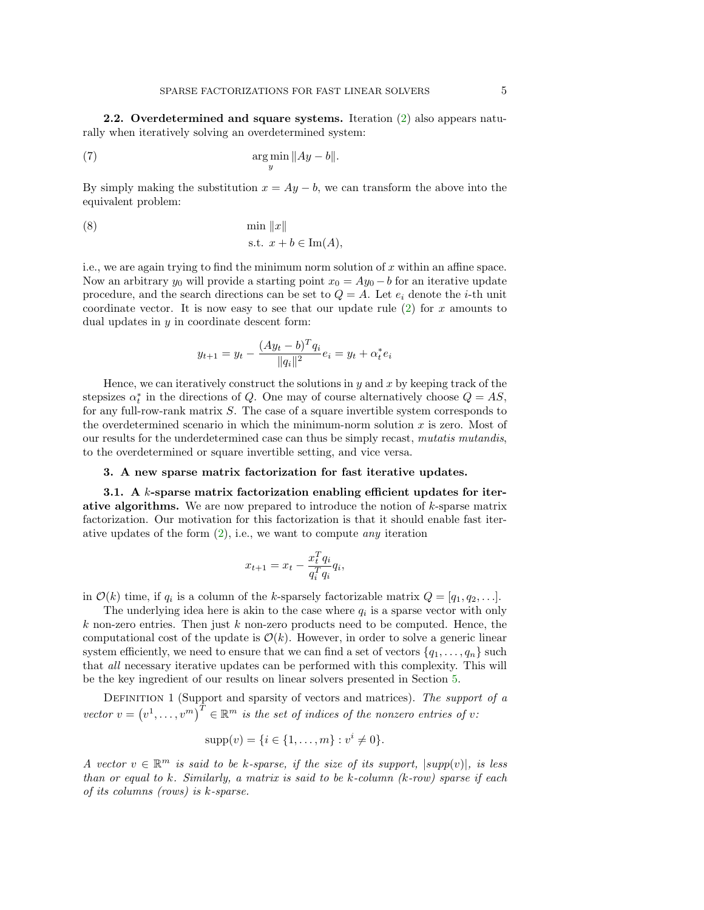**2.2. Overdetermined and square systems.** Iteration (2) also appears naturally when iteratively solving an overdetermined system:

$$\arg\min_y \|Ay - b\|. \tag{7}$$

By simply making the substitution $x = Ay - b$, we can transform the above into the equivalent problem:

$$\begin{aligned} &\min \|x\| \\ &\text{s.t. } x + b \in \mathrm{Im}(A), \end{aligned} \tag{8}$$

i.e., we are again trying to find the minimum norm solution of $x$ within an affine space. Now an arbitrary $y_0$ will provide a starting point $x_0 = Ay_0 - b$ for an iterative update procedure, and the search directions can be set to $Q = A$. Let $e_i$ denote the $i$-th unit coordinate vector. It is now easy to see that our update rule (2) for $x$ amounts to dual updates in $y$ in coordinate descent form:

$$y_{t+1} = y_t - \frac{(Ay_t - b)^T q_i}{\|q_i\|^2} e_i = y_t + \alpha_t^* e_i$$

Hence, we can iteratively construct the solutions in $y$ and $x$ by keeping track of the stepsizes $\alpha_t^*$ in the directions of $Q$. One may of course alternatively choose $Q = AS$, for any full-row-rank matrix $S$. The case of a square invertible system corresponds to the overdetermined scenario in which the minimum-norm solution $x$ is zero. Most of our results for the underdetermined case can thus be simply recast, *mutatis mutandis*, to the overdetermined or square invertible setting, and vice versa.

## 3. A new sparse matrix factorization for fast iterative updates.

**3.1. A $k$-sparse matrix factorization enabling efficient updates for iterative algorithms.** We are now prepared to introduce the notion of $k$-sparse matrix factorization. Our motivation for this factorization is that it should enable fast iterative updates of the form (2), i.e., we want to compute *any* iteration

$$x_{t+1} = x_t - \frac{x_t^T q_i}{q_i^T q_i} q_i,$$

in $\mathcal{O}(k)$ time, if $q_i$ is a column of the $k$-sparsely factorizable matrix $Q = [q_1, q_2, \ldots]$.

The underlying idea here is akin to the case where $q_i$ is a sparse vector with only $k$ non-zero entries. Then just $k$ non-zero products need to be computed. Hence, the computational cost of the update is $\mathcal{O}(k)$. However, in order to solve a generic linear system efficiently, we need to ensure that we can find a set of vectors $\{q_1, \ldots, q_n\}$ such that *all* necessary iterative updates can be performed with this complexity. This will be the key ingredient of our results on linear solvers presented in Section 5.

Definition 1 (Support and sparsity of vectors and matrices). *The support of a vector $v = (v^1, \ldots, v^m)^T \in \mathbb{R}^m$ is the set of indices of the nonzero entries of $v$:*

$$\mathrm{supp}(v) = \{i \in \{1, \ldots, m\} : v^i \neq 0\}.$$

*A vector $v \in \mathbb{R}^m$ is said to be $k$-sparse, if the size of its support, $|supp(v)|$, is less than or equal to $k$. Similarly, a matrix is said to be $k$-column ($k$-row) sparse if each of its columns (rows) is $k$-sparse.*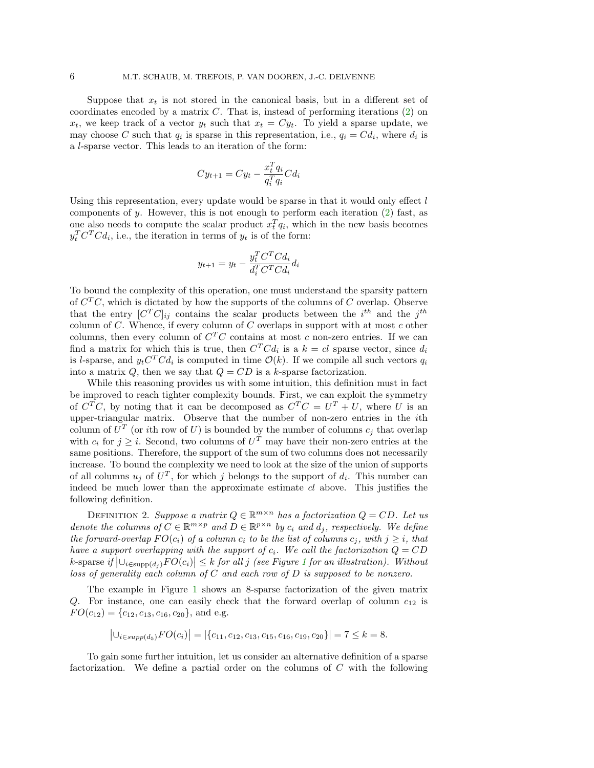Suppose that $x_t$ is not stored in the canonical basis, but in a different set of coordinates encoded by a matrix $C$. That is, instead of performing iterations (2) on $x_t$, we keep track of a vector $y_t$ such that $x_t = Cy_t$. To yield a sparse update, we may choose $C$ such that $q_i$ is sparse in this representation, i.e., $q_i = Cd_i$, where $d_i$ is a $l$-sparse vector. This leads to an iteration of the form:

$$Cy_{t+1} = Cy_t - \frac{x_t^T q_i}{q_i^T q_i} Cd_i$$

Using this representation, every update would be sparse in that it would only effect $l$ components of $y$. However, this is not enough to perform each iteration (2) fast, as one also needs to compute the scalar product $x_t^T q_i$, which in the new basis becomes $y_t^T C^T C d_i$, i.e., the iteration in terms of $y_t$ is of the form:

$$y_{t+1} = y_t - \frac{y_t^T C^T C d_i}{d_i^T C^T C d_i} d_i$$

To bound the complexity of this operation, one must understand the sparsity pattern of $C^T C$, which is dictated by how the supports of the columns of $C$ overlap. Observe that the entry $[C^T C]_{ij}$ contains the scalar products between the $i^{th}$ and the $j^{th}$ column of $C$. Whence, if every column of $C$ overlaps in support with at most $c$ other columns, then every column of $C^T C$ contains at most $c$ non-zero entries. If we can find a matrix for which this is true, then $C^T C d_i$ is a $k = cl$ sparse vector, since $d_i$ is $l$-sparse, and $y_t C^T C d_i$ is computed in time $\mathcal{O}(k)$. If we compile all such vectors $q_i$ into a matrix $Q$, then we say that $Q = CD$ is a $k$-sparse factorization.

While this reasoning provides us with some intuition, this definition must in fact be improved to reach tighter complexity bounds. First, we can exploit the symmetry of $C^T C$, by noting that it can be decomposed as $C^T C = U^T + U$, where $U$ is an upper-triangular matrix. Observe that the number of non-zero entries in the $i$th column of $U^T$ (or $i$th row of $U$) is bounded by the number of columns $c_j$ that overlap with $c_i$ for $j \geq i$. Second, two columns of $U^T$ may have their non-zero entries at the same positions. Therefore, the support of the sum of two columns does not necessarily increase. To bound the complexity we need to look at the size of the union of supports of all columns $u_j$ of $U^T$, for which $j$ belongs to the support of $d_i$. This number can indeed be much lower than the approximate estimate $cl$ above. This justifies the following definition.

Definition 2. *Suppose a matrix $Q \in \mathbb{R}^{m \times n}$ has a factorization $Q = CD$. Let us denote the columns of $C \in \mathbb{R}^{m \times p}$ and $D \in \mathbb{R}^{p \times n}$ by $c_i$ and $d_j$, respectively. We define the forward-overlap $FO(c_i)$ of a column $c_i$ to be the list of columns $c_j$, with $j \geq i$, that have a support overlapping with the support of $c_i$. We call the factorization $Q = CD$ $k$-sparse if $\left|\cup_{i \in \text{supp}(d_j)} FO(c_i)\right| \leq k$ for all $j$ (see Figure 1 for an illustration). Without loss of generality each column of $C$ and each row of $D$ is supposed to be nonzero.*

The example in Figure 1 shows an 8-sparse factorization of the given matrix $Q$. For instance, one can easily check that the forward overlap of column $c_{12}$ is $FO(c_{12}) = \{c_{12}, c_{13}, c_{16}, c_{20}\}$, and e.g.

$$\left|\cup_{i \in supp(d_5)} FO(c_i)\right| = |\{c_{11}, c_{12}, c_{13}, c_{15}, c_{16}, c_{19}, c_{20}\}| = 7 \leq k = 8.$$

To gain some further intuition, let us consider an alternative definition of a sparse factorization. We define a partial order on the columns of $C$ with the following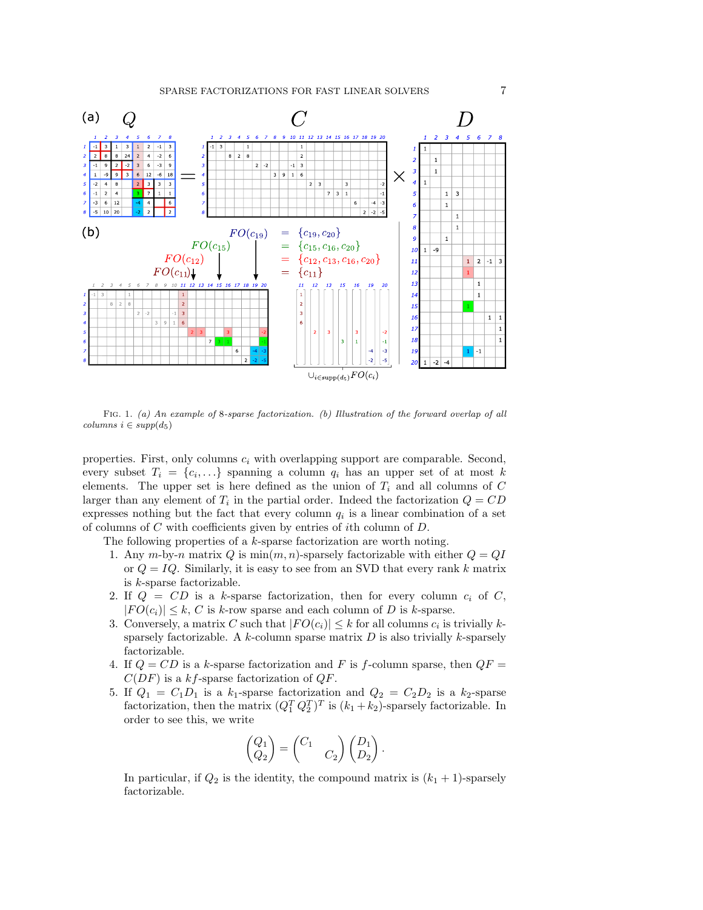(a) $Q$ = $C$ × $D$

(b) $FO(c_{19}) = \{c_{19}, c_{20}\}$
$FO(c_{15}) = \{c_{15}, c_{16}, c_{20}\}$
$FO(c_{12}) = \{c_{12}, c_{13}, c_{16}, c_{20}\}$
$FO(c_{11}) = \{c_{11}\}$

$\cup_{i \in supp(d_5)} FO(c_i)$

FIG. 1. *(a) An example of 8-sparse factorization. (b) Illustration of the forward overlap of all columns $i \in supp(d_5)$*

properties. First, only columns $c_i$ with overlapping support are comparable. Second, every subset $T_i = \{c_i, \ldots\}$ spanning a column $q_i$ has an upper set of at most $k$ elements. The upper set is here defined as the union of $T_i$ and all columns of $C$ larger than any element of $T_i$ in the partial order. Indeed the factorization $Q = CD$ expresses nothing but the fact that every column $q_i$ is a linear combination of a set of columns of $C$ with coefficients given by entries of $i$th column of $D$.

The following properties of a $k$-sparse factorization are worth noting.

1. Any $m$-by-$n$ matrix $Q$ is $\min(m, n)$-sparsely factorizable with either $Q = QI$ or $Q = IQ$. Similarly, it is easy to see from an SVD that every rank $k$ matrix is $k$-sparse factorizable.
2. If $Q = CD$ is a $k$-sparse factorization, then for every column $c_i$ of $C$, $|FO(c_i)| \le k$, $C$ is $k$-row sparse and each column of $D$ is $k$-sparse.
3. Conversely, a matrix $C$ such that $|FO(c_i)| \le k$ for all columns $c_i$ is trivially $k$-sparsely factorizable. A $k$-column sparse matrix $D$ is also trivially $k$-sparsely factorizable.
4. If $Q = CD$ is a $k$-sparse factorization and $F$ is $f$-column sparse, then $QF = C(DF)$ is a $kf$-sparse factorization of $QF$.
5. If $Q_1 = C_1 D_1$ is a $k_1$-sparse factorization and $Q_2 = C_2 D_2$ is a $k_2$-sparse factorization, then the matrix $(Q_1^T \, Q_2^T)^T$ is $(k_1 + k_2)$-sparsely factorizable. In order to see this, we write

$$\begin{pmatrix} Q_1 \\ Q_2 \end{pmatrix} = \begin{pmatrix} C_1 & \\ & C_2 \end{pmatrix} \begin{pmatrix} D_1 \\ D_2 \end{pmatrix}.$$

In particular, if $Q_2$ is the identity, the compound matrix is $(k_1 + 1)$-sparsely factorizable.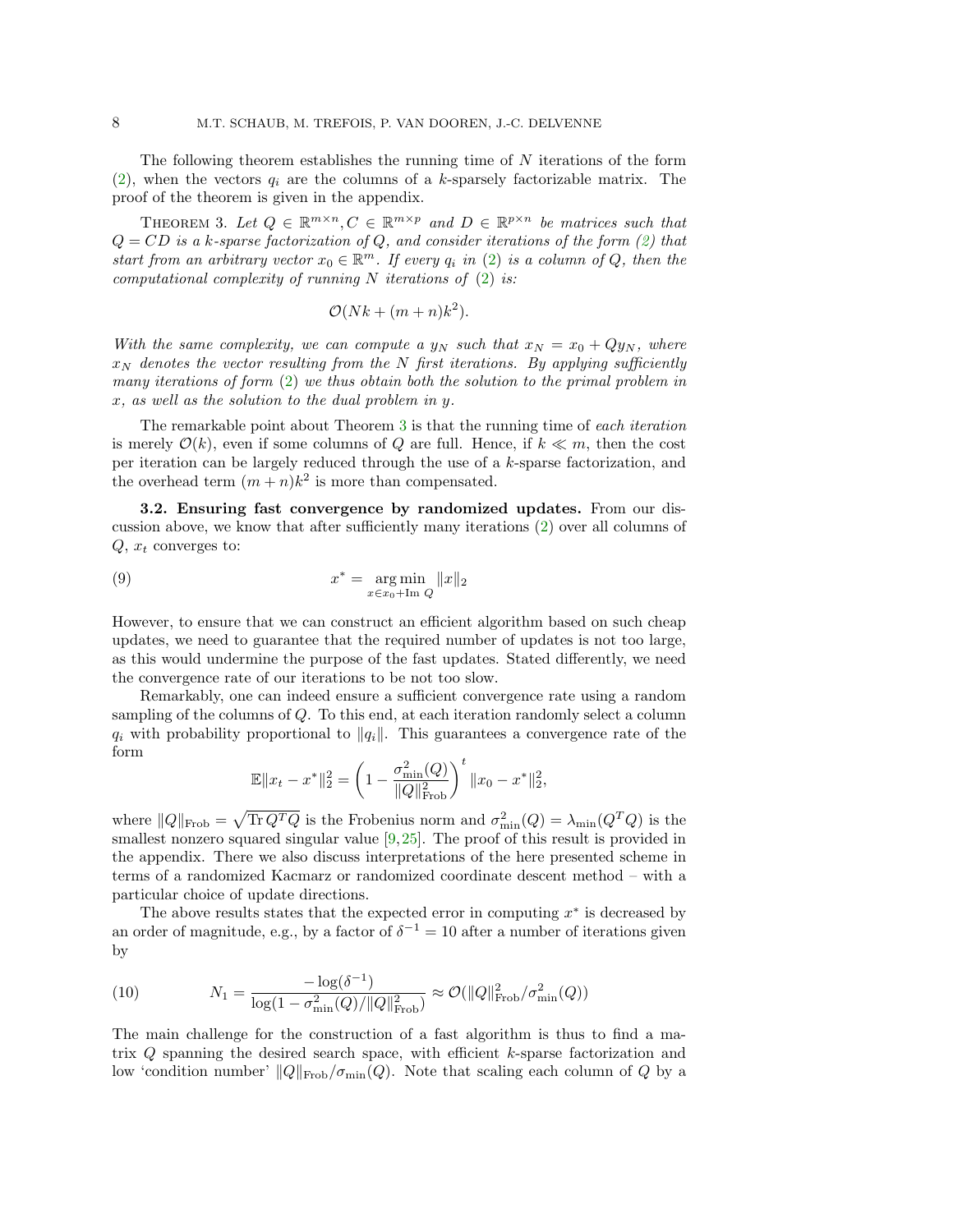The following theorem establishes the running time of $N$ iterations of the form (2), when the vectors $q_i$ are the columns of a $k$-sparsely factorizable matrix. The proof of the theorem is given in the appendix.

THEOREM 3. *Let $Q \in \mathbb{R}^{m\times n}, C \in \mathbb{R}^{m\times p}$ and $D \in \mathbb{R}^{p\times n}$ be matrices such that $Q = CD$ is a $k$-sparse factorization of $Q$, and consider iterations of the form (2) that start from an arbitrary vector $x_0 \in \mathbb{R}^m$. If every $q_i$ in (2) is a column of $Q$, then the computational complexity of running $N$ iterations of (2) is:*

$$\mathcal{O}(Nk + (m + n)k^2).$$

*With the same complexity, we can compute a $y_N$ such that $x_N = x_0 + Qy_N$, where $x_N$ denotes the vector resulting from the $N$ first iterations. By applying sufficiently many iterations of form (2) we thus obtain both the solution to the primal problem in $x$, as well as the solution to the dual problem in $y$.*

The remarkable point about Theorem 3 is that the running time of *each iteration* is merely $\mathcal{O}(k)$, even if some columns of $Q$ are full. Hence, if $k \ll m$, then the cost per iteration can be largely reduced through the use of a $k$-sparse factorization, and the overhead term $(m + n)k^2$ is more than compensated.

**3.2. Ensuring fast convergence by randomized updates.** From our discussion above, we know that after sufficiently many iterations (2) over all columns of $Q$, $x_t$ converges to:

$$x^* = \underset{x\in x_0+\mathrm{Im}\ Q}{\arg\min} \|x\|_2 \tag{9}$$

However, to ensure that we can construct an efficient algorithm based on such cheap updates, we need to guarantee that the required number of updates is not too large, as this would undermine the purpose of the fast updates. Stated differently, we need the convergence rate of our iterations to be not too slow.

Remarkably, one can indeed ensure a sufficient convergence rate using a random sampling of the columns of $Q$. To this end, at each iteration randomly select a column $q_i$ with probability proportional to $\|q_i\|$. This guarantees a convergence rate of the form

$$\mathbb{E}\|x_t - x^*\|_2^2 = \left(1 - \frac{\sigma^2_{\min}(Q)}{\|Q\|^2_{\mathrm{Frob}}}\right)^t \|x_0 - x^*\|_2^2,$$

where $\|Q\|_{\mathrm{Frob}} = \sqrt{\mathrm{Tr}\, Q^T Q}$ is the Frobenius norm and $\sigma^2_{\min}(Q) = \lambda_{\min}(Q^T Q)$ is the smallest nonzero squared singular value [9,25]. The proof of this result is provided in the appendix. There we also discuss interpretations of the here presented scheme in terms of a randomized Kacmarz or randomized coordinate descent method – with a particular choice of update directions.

The above results states that the expected error in computing $x^*$ is decreased by an order of magnitude, e.g., by a factor of $\delta^{-1} = 10$ after a number of iterations given by

$$N_1 = \frac{-\log(\delta^{-1})}{\log(1 - \sigma^2_{\min}(Q)/\|Q\|^2_{\mathrm{Frob}})} \approx \mathcal{O}(\|Q\|^2_{\mathrm{Frob}}/\sigma^2_{\min}(Q)) \tag{10}$$

The main challenge for the construction of a fast algorithm is thus to find a matrix $Q$ spanning the desired search space, with efficient $k$-sparse factorization and low 'condition number' $\|Q\|_{\mathrm{Frob}}/\sigma_{\min}(Q)$. Note that scaling each column of $Q$ by a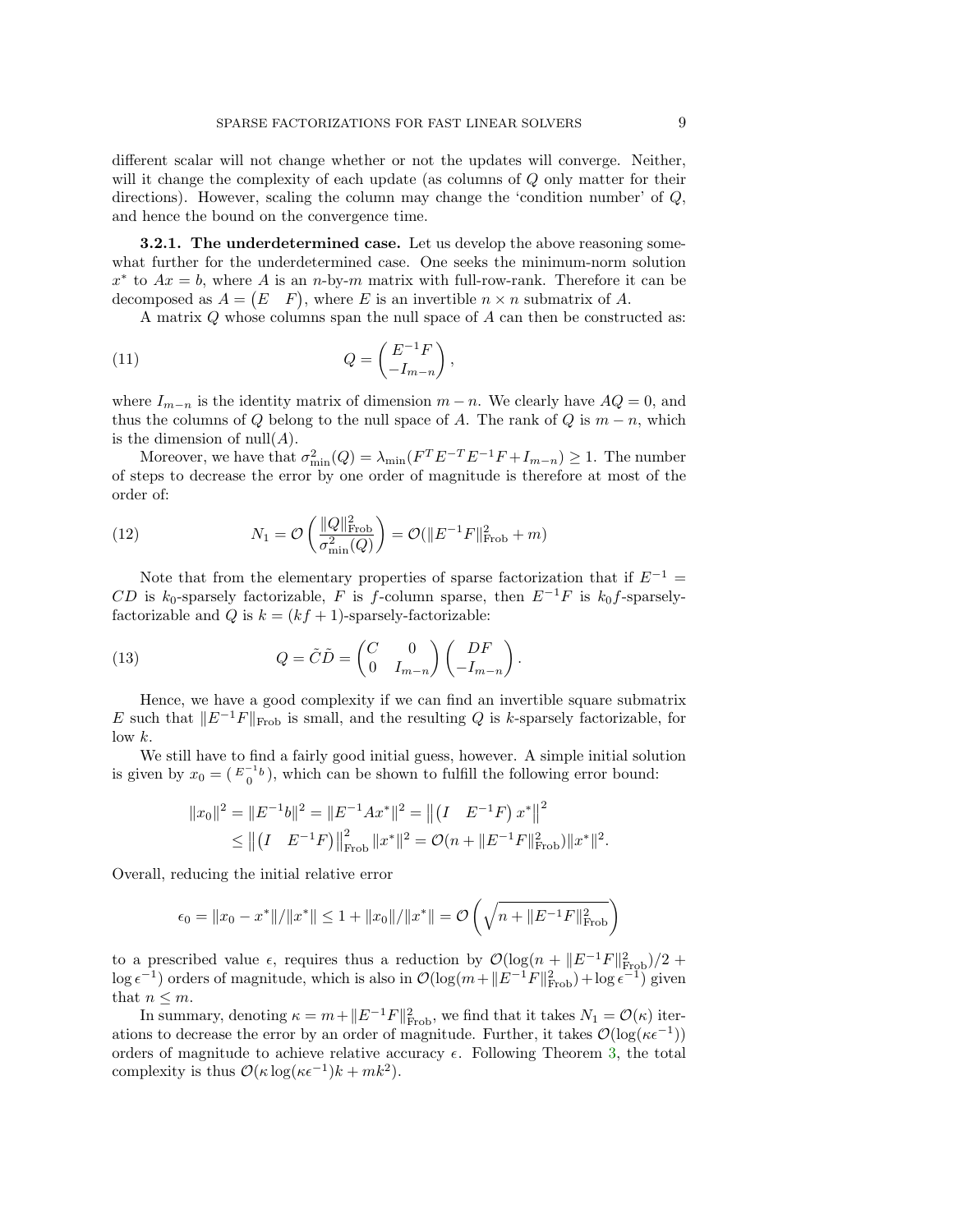different scalar will not change whether or not the updates will converge. Neither, will it change the complexity of each update (as columns of $Q$ only matter for their directions). However, scaling the column may change the 'condition number' of $Q$, and hence the bound on the convergence time.

**3.2.1. The underdetermined case.** Let us develop the above reasoning somewhat further for the underdetermined case. One seeks the minimum-norm solution $x^*$ to $Ax = b$, where $A$ is an $n$-by-$m$ matrix with full-row-rank. Therefore it can be decomposed as $A = \begin{pmatrix} E & F \end{pmatrix}$, where $E$ is an invertible $n \times n$ submatrix of $A$.

A matrix $Q$ whose columns span the null space of $A$ can then be constructed as:

$$Q = \begin{pmatrix} E^{-1}F \\ -I_{m-n} \end{pmatrix}, \tag{11}$$

where $I_{m-n}$ is the identity matrix of dimension $m - n$. We clearly have $AQ = 0$, and thus the columns of $Q$ belong to the null space of $A$. The rank of $Q$ is $m - n$, which is the dimension of null($A$).

Moreover, we have that $\sigma^2_{\min}(Q) = \lambda_{\min}(F^T E^{-T} E^{-1} F + I_{m-n}) \geq 1$. The number of steps to decrease the error by one order of magnitude is therefore at most of the order of:

$$N_1 = \mathcal{O}\left(\frac{\|Q\|^2_{\text{Frob}}}{\sigma^2_{\min}(Q)}\right) = \mathcal{O}(\|E^{-1}F\|^2_{\text{Frob}} + m) \tag{12}$$

Note that from the elementary properties of sparse factorization that if $E^{-1} = CD$ is $k_0$-sparsely factorizable, $F$ is $f$-column sparse, then $E^{-1}F$ is $k_0 f$-sparsely-factorizable and $Q$ is $k = (kf + 1)$-sparsely-factorizable:

$$Q = \tilde{C}\tilde{D} = \begin{pmatrix} C & 0 \\ 0 & I_{m-n} \end{pmatrix} \begin{pmatrix} DF \\ -I_{m-n} \end{pmatrix}. \tag{13}$$

Hence, we have a good complexity if we can find an invertible square submatrix $E$ such that $\|E^{-1}F\|_{\text{Frob}}$ is small, and the resulting $Q$ is $k$-sparsely factorizable, for low $k$.

We still have to find a fairly good initial guess, however. A simple initial solution is given by $x_0 = \binom{E^{-1}b}{0}$, which can be shown to fulfill the following error bound:

$$\begin{aligned}
\|x_0\|^2 = \|E^{-1}b\|^2 = \|E^{-1}Ax^*\|^2 &= \left\|\begin{pmatrix} I & E^{-1}F \end{pmatrix} x^*\right\|^2 \\
&\leq \left\|\begin{pmatrix} I & E^{-1}F \end{pmatrix}\right\|^2_{\text{Frob}} \|x^*\|^2 = \mathcal{O}(n + \|E^{-1}F\|^2_{\text{Frob}})\|x^*\|^2.
\end{aligned}$$

Overall, reducing the initial relative error

$$\epsilon_0 = \|x_0 - x^*\|/\|x^*\| \leq 1 + \|x_0\|/\|x^*\| = \mathcal{O}\left(\sqrt{n + \|E^{-1}F\|^2_{\text{Frob}}}\right)$$

to a prescribed value $\epsilon$, requires thus a reduction by $\mathcal{O}(\log(n + \|E^{-1}F\|^2_{\text{Frob}})/2 + \log \epsilon^{-1})$ orders of magnitude, which is also in $\mathcal{O}(\log(m + \|E^{-1}F\|^2_{\text{Frob}}) + \log \epsilon^{-1})$ given that $n \leq m$.

In summary, denoting $\kappa = m + \|E^{-1}F\|^2_{\text{Frob}}$, we find that it takes $N_1 = \mathcal{O}(\kappa)$ iterations to decrease the error by an order of magnitude. Further, it takes $\mathcal{O}(\log(\kappa\epsilon^{-1}))$ orders of magnitude to achieve relative accuracy $\epsilon$. Following Theorem 3, the total complexity is thus $\mathcal{O}(\kappa \log(\kappa\epsilon^{-1})k + mk^2)$.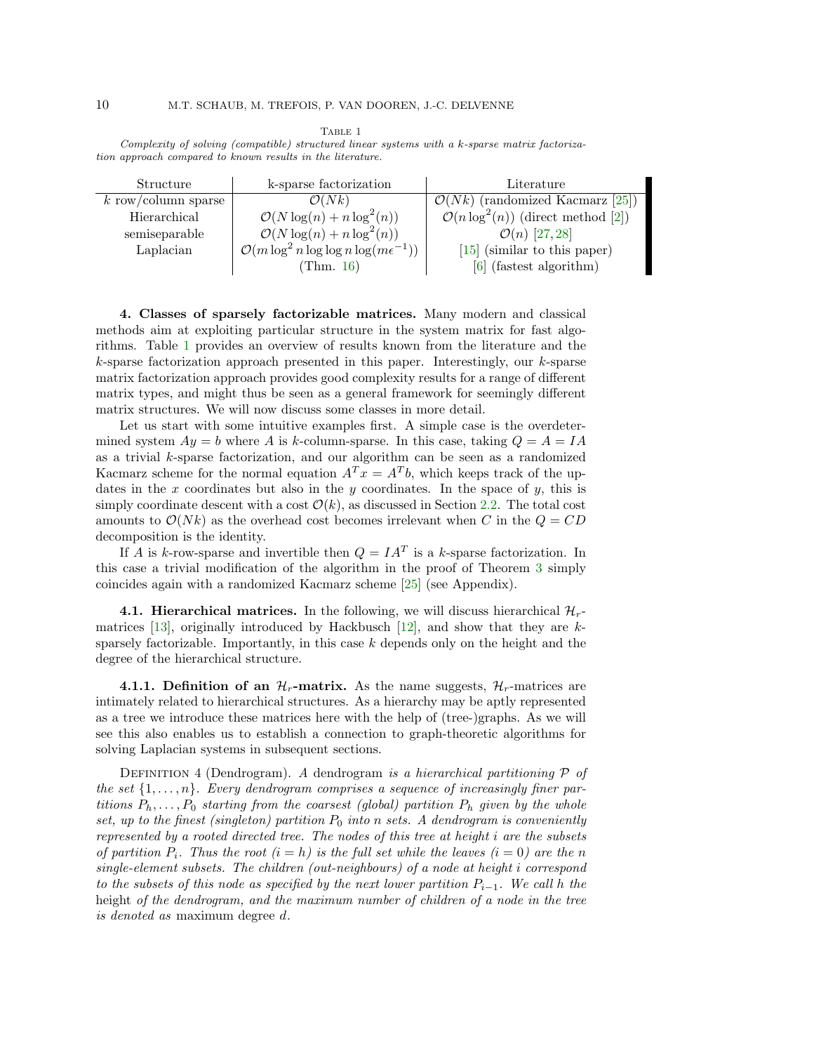Table 1
*Complexity of solving (compatible) structured linear systems with a k-sparse matrix factorization approach compared to known results in the literature.*

| Structure | k-sparse factorization | Literature |
|---|---|---|
| $k$ row/column sparse | $\mathcal{O}(Nk)$ | $\mathcal{O}(Nk)$ (randomized Kacmarz [25]) |
| Hierarchical | $\mathcal{O}(N\log(n) + n\log^2(n))$ | $\mathcal{O}(n\log^2(n))$ (direct method [2]) |
| semiseparable | $\mathcal{O}(N\log(n) + n\log^2(n))$ | $\mathcal{O}(n)$ [27,28] |
| Laplacian | $\mathcal{O}(m\log^2 n\log\log n\log(m\epsilon^{-1}))$ | [15] (similar to this paper) |
| | (Thm. 16) | [6] (fastest algorithm) |

## 4. Classes of sparsely factorizable matrices.

Many modern and classical methods aim at exploiting particular structure in the system matrix for fast algorithms. Table 1 provides an overview of results known from the literature and the $k$-sparse factorization approach presented in this paper. Interestingly, our $k$-sparse matrix factorization approach provides good complexity results for a range of different matrix types, and might thus be seen as a general framework for seemingly different matrix structures. We will now discuss some classes in more detail.

Let us start with some intuitive examples first. A simple case is the overdetermined system $Ay = b$ where $A$ is $k$-column-sparse. In this case, taking $Q = A = IA$ as a trivial $k$-sparse factorization, and our algorithm can be seen as a randomized Kacmarz scheme for the normal equation $A^T x = A^T b$, which keeps track of the updates in the $x$ coordinates but also in the $y$ coordinates. In the space of $y$, this is simply coordinate descent with a cost $\mathcal{O}(k)$, as discussed in Section 2.2. The total cost amounts to $\mathcal{O}(Nk)$ as the overhead cost becomes irrelevant when $C$ in the $Q = CD$ decomposition is the identity.

If $A$ is $k$-row-sparse and invertible then $Q = IA^T$ is a $k$-sparse factorization. In this case a trivial modification of the algorithm in the proof of Theorem 3 simply coincides again with a randomized Kacmarz scheme [25] (see Appendix).

### 4.1. Hierarchical matrices.

In the following, we will discuss hierarchical $\mathcal{H}_r$-matrices [13], originally introduced by Hackbusch [12], and show that they are $k$-sparsely factorizable. Importantly, in this case $k$ depends only on the height and the degree of the hierarchical structure.

#### 4.1.1. Definition of an $\mathcal{H}_r$-matrix.

As the name suggests, $\mathcal{H}_r$-matrices are intimately related to hierarchical structures. As a hierarchy may be aptly represented as a tree we introduce these matrices here with the help of (tree-)graphs. As we will see this also enables us to establish a connection to graph-theoretic algorithms for solving Laplacian systems in subsequent sections.

Definition 4 (Dendrogram). *A* dendrogram *is a hierarchical partitioning $\mathcal{P}$ of the set $\{1,\dots,n\}$. Every dendrogram comprises a sequence of increasingly finer partitions $P_h,\dots,P_0$ starting from the coarsest (global) partition $P_h$ given by the whole set, up to the finest (singleton) partition $P_0$ into $n$ sets. A dendrogram is conveniently represented by a rooted directed tree. The nodes of this tree at height $i$ are the subsets of partition $P_i$. Thus the root ($i = h$) is the full set while the leaves ($i = 0$) are the $n$ single-element subsets. The children (out-neighbours) of a node at height $i$ correspond to the subsets of this node as specified by the next lower partition $P_{i-1}$. We call $h$ the* height *of the dendrogram, and the maximum number of children of a node in the tree is denoted as* maximum degree *$d$.*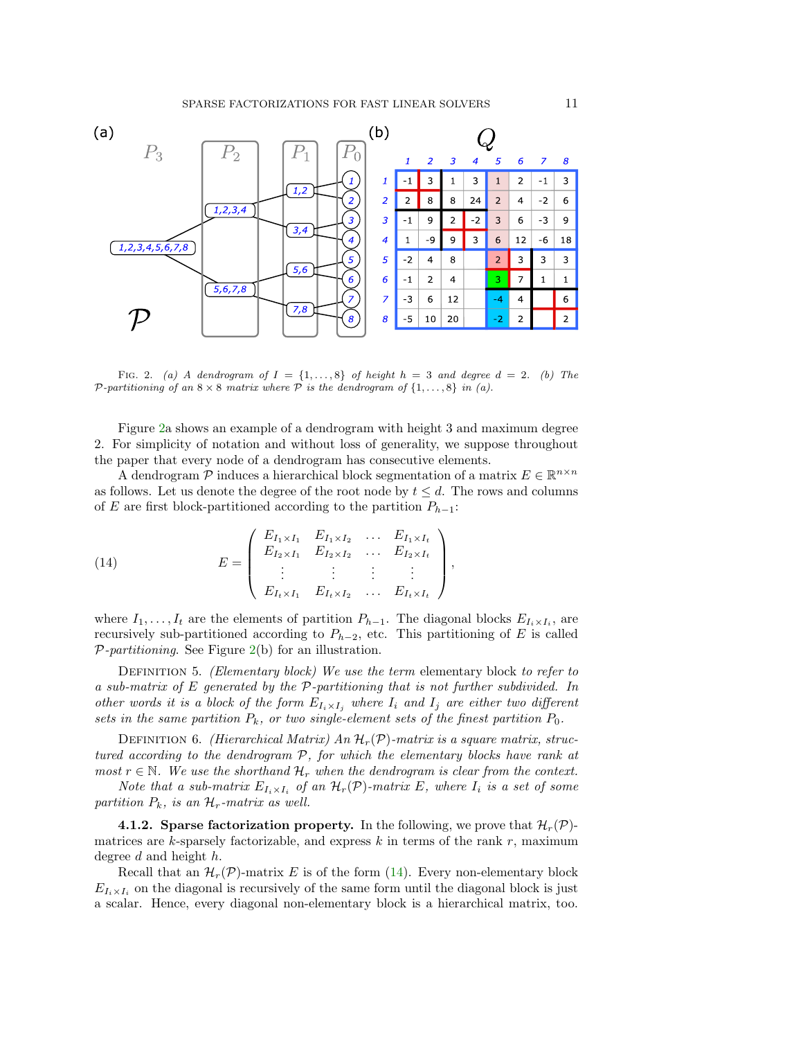FIG. 2. *(a) A dendrogram of $I = \{1, \ldots, 8\}$ of height $h = 3$ and degree $d = 2$. (b) The $\mathcal{P}$-partitioning of an $8 \times 8$ matrix where $\mathcal{P}$ is the dendrogram of $\{1, \ldots, 8\}$ in (a).*

Figure 2a shows an example of a dendrogram with height 3 and maximum degree 2. For simplicity of notation and without loss of generality, we suppose throughout the paper that every node of a dendrogram has consecutive elements.

A dendrogram $\mathcal{P}$ induces a hierarchical block segmentation of a matrix $E \in \mathbb{R}^{n \times n}$ as follows. Let us denote the degree of the root node by $t \leq d$. The rows and columns of $E$ are first block-partitioned according to the partition $P_{h-1}$:

$$E = \begin{pmatrix} E_{I_1 \times I_1} & E_{I_1 \times I_2} & \ldots & E_{I_1 \times I_t} \\ E_{I_2 \times I_1} & E_{I_2 \times I_2} & \ldots & E_{I_2 \times I_t} \\ \vdots & \vdots & \vdots & \vdots \\ E_{I_t \times I_1} & E_{I_t \times I_2} & \ldots & E_{I_t \times I_t} \end{pmatrix}, \tag{14}$$

where $I_1, \ldots, I_t$ are the elements of partition $P_{h-1}$. The diagonal blocks $E_{I_i \times I_i}$, are recursively sub-partitioned according to $P_{h-2}$, etc. This partitioning of $E$ is called $\mathcal{P}$*-partitioning*. See Figure 2(b) for an illustration.

DEFINITION 5. *(Elementary block) We use the term* elementary block *to refer to a sub-matrix of $E$ generated by the $\mathcal{P}$-partitioning that is not further subdivided. In other words it is a block of the form $E_{I_i \times I_j}$ where $I_i$ and $I_j$ are either two different sets in the same partition $P_k$, or two single-element sets of the finest partition $P_0$.*

DEFINITION 6. *(Hierarchical Matrix) An $\mathcal{H}_r(\mathcal{P})$-matrix is a square matrix, structured according to the dendrogram $\mathcal{P}$, for which the elementary blocks have rank at most $r \in \mathbb{N}$. We use the shorthand $\mathcal{H}_r$ when the dendrogram is clear from the context.*

*Note that a sub-matrix $E_{I_i \times I_i}$ of an $\mathcal{H}_r(\mathcal{P})$-matrix $E$, where $I_i$ is a set of some partition $P_k$, is an $\mathcal{H}_r$-matrix as well.*

**4.1.2. Sparse factorization property.** In the following, we prove that $\mathcal{H}_r(\mathcal{P})$-matrices are $k$-sparsely factorizable, and express $k$ in terms of the rank $r$, maximum degree $d$ and height $h$.

Recall that an $\mathcal{H}_r(\mathcal{P})$-matrix $E$ is of the form (14). Every non-elementary block $E_{I_i \times I_i}$ on the diagonal is recursively of the same form until the diagonal block is just a scalar. Hence, every diagonal non-elementary block is a hierarchical matrix, too.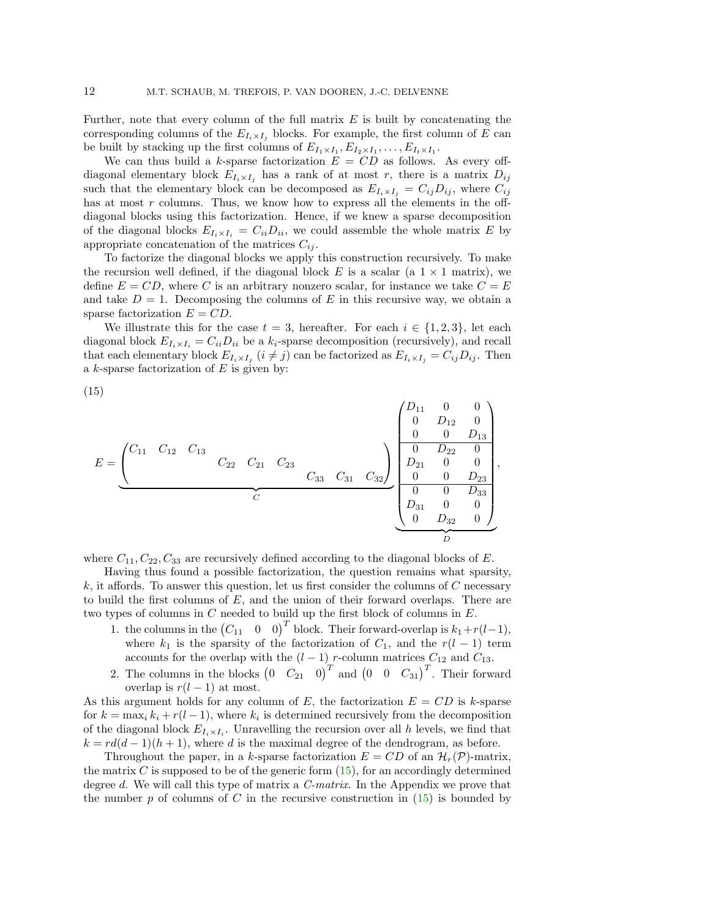Further, note that every column of the full matrix $E$ is built by concatenating the corresponding columns of the $E_{I_i \times I_j}$ blocks. For example, the first column of $E$ can be built by stacking up the first columns of $E_{I_1 \times I_1}, E_{I_2 \times I_1}, \ldots, E_{I_t \times I_1}$.

We can thus build a $k$-sparse factorization $E = CD$ as follows. As every off-diagonal elementary block $E_{I_i \times I_j}$ has a rank of at most $r$, there is a matrix $D_{ij}$ such that the elementary block can be decomposed as $E_{I_i \times I_j} = C_{ij} D_{ij}$, where $C_{ij}$ has at most $r$ columns. Thus, we know how to express all the elements in the off-diagonal blocks using this factorization. Hence, if we knew a sparse decomposition of the diagonal blocks $E_{I_i \times I_i} = C_{ii} D_{ii}$, we could assemble the whole matrix $E$ by appropriate concatenation of the matrices $C_{ij}$.

To factorize the diagonal blocks we apply this construction recursively. To make the recursion well defined, if the diagonal block $E$ is a scalar (a $1 \times 1$ matrix), we define $E = CD$, where $C$ is an arbitrary nonzero scalar, for instance we take $C = E$ and take $D = 1$. Decomposing the columns of $E$ in this recursive way, we obtain a sparse factorization $E = CD$.

We illustrate this for the case $t = 3$, hereafter. For each $i \in \{1, 2, 3\}$, let each diagonal block $E_{I_i \times I_i} = C_{ii} D_{ii}$ be a $k_i$-sparse decomposition (recursively), and recall that each elementary block $E_{I_i \times I_j}$ $(i \neq j)$ can be factorized as $E_{I_i \times I_j} = C_{ij} D_{ij}$. Then a $k$-sparse factorization of $E$ is given by:

$$
E = \underbrace{\begin{pmatrix} C_{11} & C_{12} & C_{13} & & & & & & \\ & & & C_{22} & C_{21} & C_{23} & & & \\ & & & & & & C_{33} & C_{31} & C_{32} \end{pmatrix}}_{C} \underbrace{\left(\begin{array}{ccc} D_{11} & 0 & 0 \\ 0 & D_{12} & 0 \\ 0 & 0 & D_{13} \\ \hline 0 & D_{22} & 0 \\ D_{21} & 0 & 0 \\ 0 & 0 & D_{23} \\ \hline 0 & 0 & D_{33} \\ D_{31} & 0 & 0 \\ 0 & D_{32} & 0 \end{array}\right)}_{D}, \tag{15}
$$

where $C_{11}, C_{22}, C_{33}$ are recursively defined according to the diagonal blocks of $E$.

Having thus found a possible factorization, the question remains what sparsity, $k$, it affords. To answer this question, let us first consider the columns of $C$ necessary to build the first columns of $E$, and the union of their forward overlaps. There are two types of columns in $C$ needed to build up the first block of columns in $E$.

1. the columns in the $\begin{pmatrix} C_{11} & 0 & 0 \end{pmatrix}^T$ block. Their forward-overlap is $k_1 + r(l-1)$, where $k_1$ is the sparsity of the factorization of $C_1$, and the $r(l-1)$ term accounts for the overlap with the $(l-1)$ $r$-column matrices $C_{12}$ and $C_{13}$.
2. The columns in the blocks $\begin{pmatrix} 0 & C_{21} & 0 \end{pmatrix}^T$ and $\begin{pmatrix} 0 & 0 & C_{31} \end{pmatrix}^T$. Their forward overlap is $r(l-1)$ at most.

As this argument holds for any column of $E$, the factorization $E = CD$ is $k$-sparse for $k = \max_i k_i + r(l-1)$, where $k_i$ is determined recursively from the decomposition of the diagonal block $E_{I_i \times I_i}$. Unravelling the recursion over all $h$ levels, we find that $k = rd(d-1)(h+1)$, where $d$ is the maximal degree of the dendrogram, as before.

Throughout the paper, in a $k$-sparse factorization $E = CD$ of an $\mathcal{H}_r(\mathcal{P})$-matrix, the matrix $C$ is supposed to be of the generic form (15), for an accordingly determined degree $d$. We will call this type of matrix a *C-matrix*. In the Appendix we prove that the number $p$ of columns of $C$ in the recursive construction in (15) is bounded by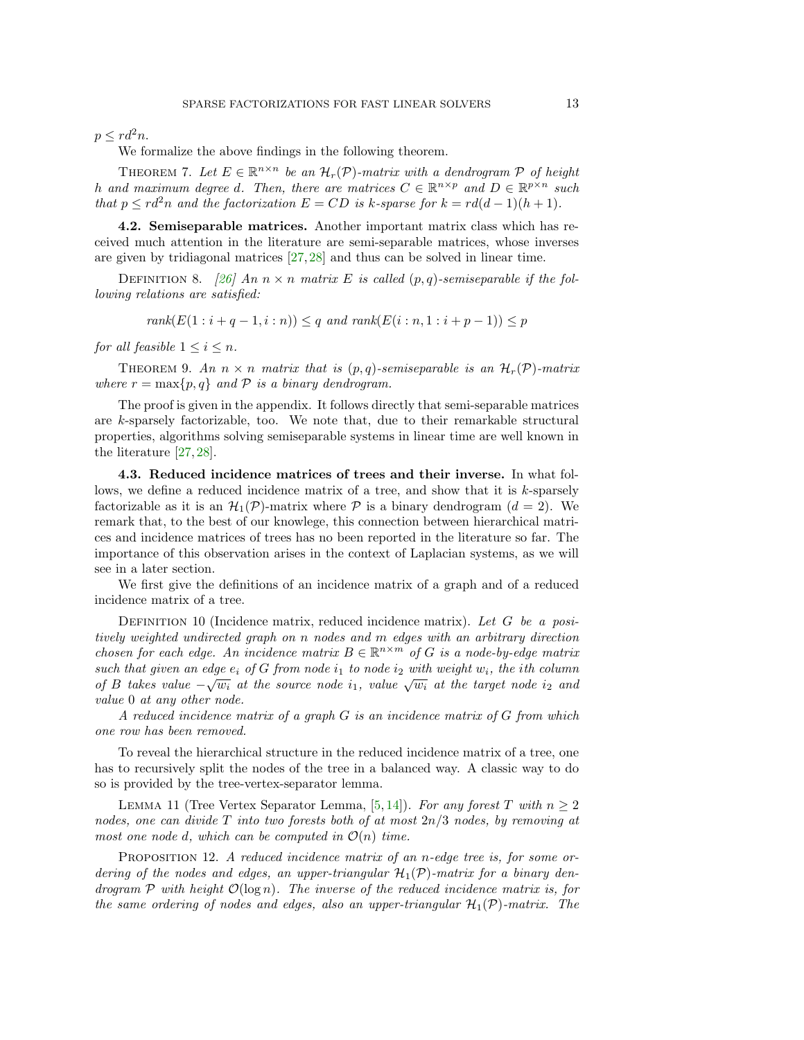$p \leq rd^2n$.

We formalize the above findings in the following theorem.

THEOREM 7. *Let $E \in \mathbb{R}^{n\times n}$ be an $\mathcal{H}_r(\mathcal{P})$-matrix with a dendrogram $\mathcal{P}$ of height $h$ and maximum degree $d$. Then, there are matrices $C \in \mathbb{R}^{n\times p}$ and $D \in \mathbb{R}^{p\times n}$ such that $p \leq rd^2n$ and the factorization $E = CD$ is $k$-sparse for $k = rd(d-1)(h+1)$.*

**4.2. Semiseparable matrices.** Another important matrix class which has received much attention in the literature are semi-separable matrices, whose inverses are given by tridiagonal matrices [27,28] and thus can be solved in linear time.

DEFINITION 8. *[26] An $n \times n$ matrix $E$ is called $(p, q)$-semiseparable if the following relations are satisfied:*

$$rank(E(1 : i + q - 1, i : n)) \leq q \text{ and } rank(E(i : n, 1 : i + p - 1)) \leq p$$

*for all feasible $1 \leq i \leq n$.*

THEOREM 9. *An $n \times n$ matrix that is $(p, q)$-semiseparable is an $\mathcal{H}_r(\mathcal{P})$-matrix where $r = \max\{p, q\}$ and $\mathcal{P}$ is a binary dendrogram.*

The proof is given in the appendix. It follows directly that semi-separable matrices are $k$-sparsely factorizable, too. We note that, due to their remarkable structural properties, algorithms solving semiseparable systems in linear time are well known in the literature [27,28].

**4.3. Reduced incidence matrices of trees and their inverse.** In what follows, we define a reduced incidence matrix of a tree, and show that it is $k$-sparsely factorizable as it is an $\mathcal{H}_1(\mathcal{P})$-matrix where $\mathcal{P}$ is a binary dendrogram ($d = 2$). We remark that, to the best of our knowlege, this connection between hierarchical matrices and incidence matrices of trees has no been reported in the literature so far. The importance of this observation arises in the context of Laplacian systems, as we will see in a later section.

We first give the definitions of an incidence matrix of a graph and of a reduced incidence matrix of a tree.

DEFINITION 10 (Incidence matrix, reduced incidence matrix). *Let $G$ be a positively weighted undirected graph on $n$ nodes and $m$ edges with an arbitrary direction chosen for each edge. An incidence matrix $B \in \mathbb{R}^{n\times m}$ of $G$ is a node-by-edge matrix such that given an edge $e_i$ of $G$ from node $i_1$ to node $i_2$ with weight $w_i$, the ith column of $B$ takes value $-\sqrt{w_i}$ at the source node $i_1$, value $\sqrt{w_i}$ at the target node $i_2$ and value 0 at any other node.*

*A reduced incidence matrix of a graph $G$ is an incidence matrix of $G$ from which one row has been removed.*

To reveal the hierarchical structure in the reduced incidence matrix of a tree, one has to recursively split the nodes of the tree in a balanced way. A classic way to do so is provided by the tree-vertex-separator lemma.

LEMMA 11 (Tree Vertex Separator Lemma, [5,14]). *For any forest $T$ with $n \geq 2$ nodes, one can divide $T$ into two forests both of at most $2n/3$ nodes, by removing at most one node $d$, which can be computed in $\mathcal{O}(n)$ time.*

PROPOSITION 12. *A reduced incidence matrix of an $n$-edge tree is, for some ordering of the nodes and edges, an upper-triangular $\mathcal{H}_1(\mathcal{P})$-matrix for a binary dendrogram $\mathcal{P}$ with height $\mathcal{O}(\log n)$. The inverse of the reduced incidence matrix is, for the same ordering of nodes and edges, also an upper-triangular $\mathcal{H}_1(\mathcal{P})$-matrix. The*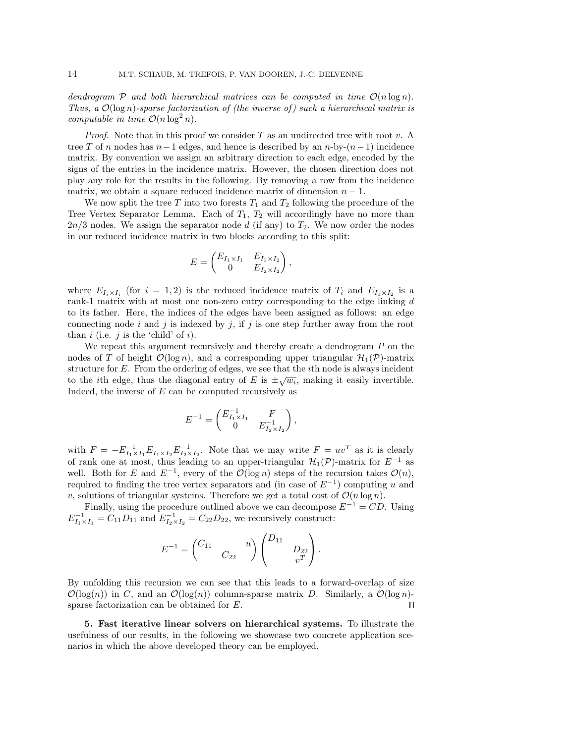*dendrogram $\mathcal{P}$ and both hierarchical matrices can be computed in time $\mathcal{O}(n \log n)$. Thus, a $\mathcal{O}(\log n)$-sparse factorization of (the inverse of) such a hierarchical matrix is computable in time $\mathcal{O}(n \log^2 n)$.*

*Proof.* Note that in this proof we consider $T$ as an undirected tree with root $v$. A tree $T$ of $n$ nodes has $n-1$ edges, and hence is described by an $n$-by-$(n-1)$ incidence matrix. By convention we assign an arbitrary direction to each edge, encoded by the signs of the entries in the incidence matrix. However, the chosen direction does not play any role for the results in the following. By removing a row from the incidence matrix, we obtain a square reduced incidence matrix of dimension $n-1$.

We now split the tree $T$ into two forests $T_1$ and $T_2$ following the procedure of the Tree Vertex Separator Lemma. Each of $T_1$, $T_2$ will accordingly have no more than $2n/3$ nodes. We assign the separator node $d$ (if any) to $T_2$. We now order the nodes in our reduced incidence matrix in two blocks according to this split:

$$E = \begin{pmatrix} E_{I_1 \times I_1} & E_{I_1 \times I_2} \\ 0 & E_{I_2 \times I_2} \end{pmatrix},$$

where $E_{I_i \times I_i}$ (for $i = 1, 2$) is the reduced incidence matrix of $T_i$ and $E_{I_1 \times I_2}$ is a rank-1 matrix with at most one non-zero entry corresponding to the edge linking $d$ to its father. Here, the indices of the edges have been assigned as follows: an edge connecting node $i$ and $j$ is indexed by $j$, if $j$ is one step further away from the root than $i$ (i.e. $j$ is the 'child' of $i$).

We repeat this argument recursively and thereby create a dendrogram $P$ on the nodes of $T$ of height $\mathcal{O}(\log n)$, and a corresponding upper triangular $\mathcal{H}_1(\mathcal{P})$-matrix structure for $E$. From the ordering of edges, we see that the $i$th node is always incident to the $i$th edge, thus the diagonal entry of $E$ is $\pm\sqrt{w_i}$, making it easily invertible. Indeed, the inverse of $E$ can be computed recursively as

$$E^{-1} = \begin{pmatrix} E^{-1}_{I_1 \times I_1} & F \\ 0 & E^{-1}_{I_2 \times I_2} \end{pmatrix},$$

with $F = -E^{-1}_{I_1 \times I_1} E_{I_1 \times I_2} E^{-1}_{I_2 \times I_2}$. Note that we may write $F = uv^T$ as it is clearly of rank one at most, thus leading to an upper-triangular $\mathcal{H}_1(\mathcal{P})$-matrix for $E^{-1}$ as well. Both for $E$ and $E^{-1}$, every of the $\mathcal{O}(\log n)$ steps of the recursion takes $\mathcal{O}(n)$, required to finding the tree vertex separators and (in case of $E^{-1}$) computing $u$ and $v$, solutions of triangular systems. Therefore we get a total cost of $\mathcal{O}(n \log n)$.

Finally, using the procedure outlined above we can decompose $E^{-1} = CD$. Using $E^{-1}_{I_1 \times I_1} = C_{11} D_{11}$ and $E^{-1}_{I_2 \times I_2} = C_{22} D_{22}$, we recursively construct:

$$E^{-1} = \begin{pmatrix} C_{11} & & u \\ & C_{22} & \end{pmatrix} \begin{pmatrix} D_{11} & \\ & D_{22} \\ & v^T \end{pmatrix}.$$

By unfolding this recursion we can see that this leads to a forward-overlap of size $\mathcal{O}(\log(n))$ in $C$, and an $\mathcal{O}(\log(n))$ column-sparse matrix $D$. Similarly, a $\mathcal{O}(\log n)$-sparse factorization can be obtained for $E$. ∎

**5. Fast iterative linear solvers on hierarchical systems.** To illustrate the usefulness of our results, in the following we showcase two concrete application scenarios in which the above developed theory can be employed.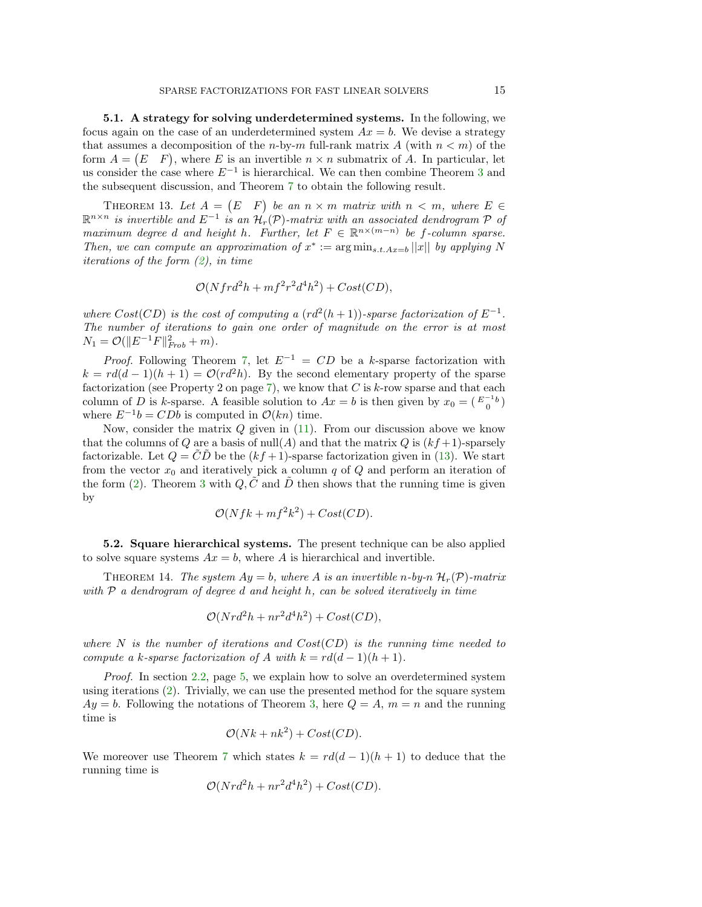**5.1. A strategy for solving underdetermined systems.** In the following, we focus again on the case of an underdetermined system $Ax = b$. We devise a strategy that assumes a decomposition of the $n$-by-$m$ full-rank matrix $A$ (with $n < m$) of the form $A = \begin{pmatrix} E & F \end{pmatrix}$, where $E$ is an invertible $n \times n$ submatrix of $A$. In particular, let us consider the case where $E^{-1}$ is hierarchical. We can then combine Theorem 3 and the subsequent discussion, and Theorem 7 to obtain the following result.

Theorem 13. *Let $A = \begin{pmatrix} E & F \end{pmatrix}$ be an $n \times m$ matrix with $n < m$, where $E \in \mathbb{R}^{n\times n}$ is invertible and $E^{-1}$ is an $\mathcal{H}_r(\mathcal{P})$-matrix with an associated dendrogram $\mathcal{P}$ of maximum degree $d$ and height $h$. Further, let $F \in \mathbb{R}^{n\times(m-n)}$ be $f$-column sparse. Then, we can compute an approximation of $x^* := \arg\min_{s.t. Ax=b} ||x||$ by applying $N$ iterations of the form (2), in time*

$$\mathcal{O}(Nfrd^2h + mf^2r^2d^4h^2) + Cost(CD),$$

*where $Cost(CD)$ is the cost of computing a $(rd^2(h+1))$-sparse factorization of $E^{-1}$. The number of iterations to gain one order of magnitude on the error is at most $N_1 = \mathcal{O}(\|E^{-1}F\|^2_{Frob} + m)$.*

*Proof.* Following Theorem 7, let $E^{-1} = CD$ be a $k$-sparse factorization with $k = rd(d-1)(h+1) = \mathcal{O}(rd^2h)$. By the second elementary property of the sparse factorization (see Property 2 on page 7), we know that $C$ is $k$-row sparse and that each column of $D$ is $k$-sparse. A feasible solution to $Ax = b$ is then given by $x_0 = \left(\begin{smallmatrix} E^{-1}b \\ 0 \end{smallmatrix}\right)$ where $E^{-1}b = CDb$ is computed in $\mathcal{O}(kn)$ time.

Now, consider the matrix $Q$ given in (11). From our discussion above we know that the columns of $Q$ are a basis of null$(A)$ and that the matrix $Q$ is $(kf+1)$-sparsely factorizable. Let $Q = \tilde{C}\tilde{D}$ be the $(kf+1)$-sparse factorization given in (13). We start from the vector $x_0$ and iteratively pick a column $q$ of $Q$ and perform an iteration of the form (2). Theorem 3 with $Q, \tilde{C}$ and $\tilde{D}$ then shows that the running time is given by

$$\mathcal{O}(Nfk + mf^2k^2) + Cost(CD).$$

**5.2. Square hierarchical systems.** The present technique can be also applied to solve square systems $Ax = b$, where $A$ is hierarchical and invertible.

Theorem 14. *The system $Ay = b$, where $A$ is an invertible $n$-by-$n$ $\mathcal{H}_r(\mathcal{P})$-matrix with $\mathcal{P}$ a dendrogram of degree $d$ and height $h$, can be solved iteratively in time*

$$\mathcal{O}(Nrd^2h + nr^2d^4h^2) + Cost(CD),$$

*where $N$ is the number of iterations and $Cost(CD)$ is the running time needed to compute a $k$-sparse factorization of $A$ with $k = rd(d-1)(h+1)$.*

*Proof.* In section 2.2, page 5, we explain how to solve an overdetermined system using iterations (2). Trivially, we can use the presented method for the square system $Ay = b$. Following the notations of Theorem 3, here $Q = A$, $m = n$ and the running time is

$$\mathcal{O}(Nk + nk^2) + Cost(CD).$$

We moreover use Theorem 7 which states $k = rd(d-1)(h+1)$ to deduce that the running time is

$$\mathcal{O}(Nrd^2h + nr^2d^4h^2) + Cost(CD).$$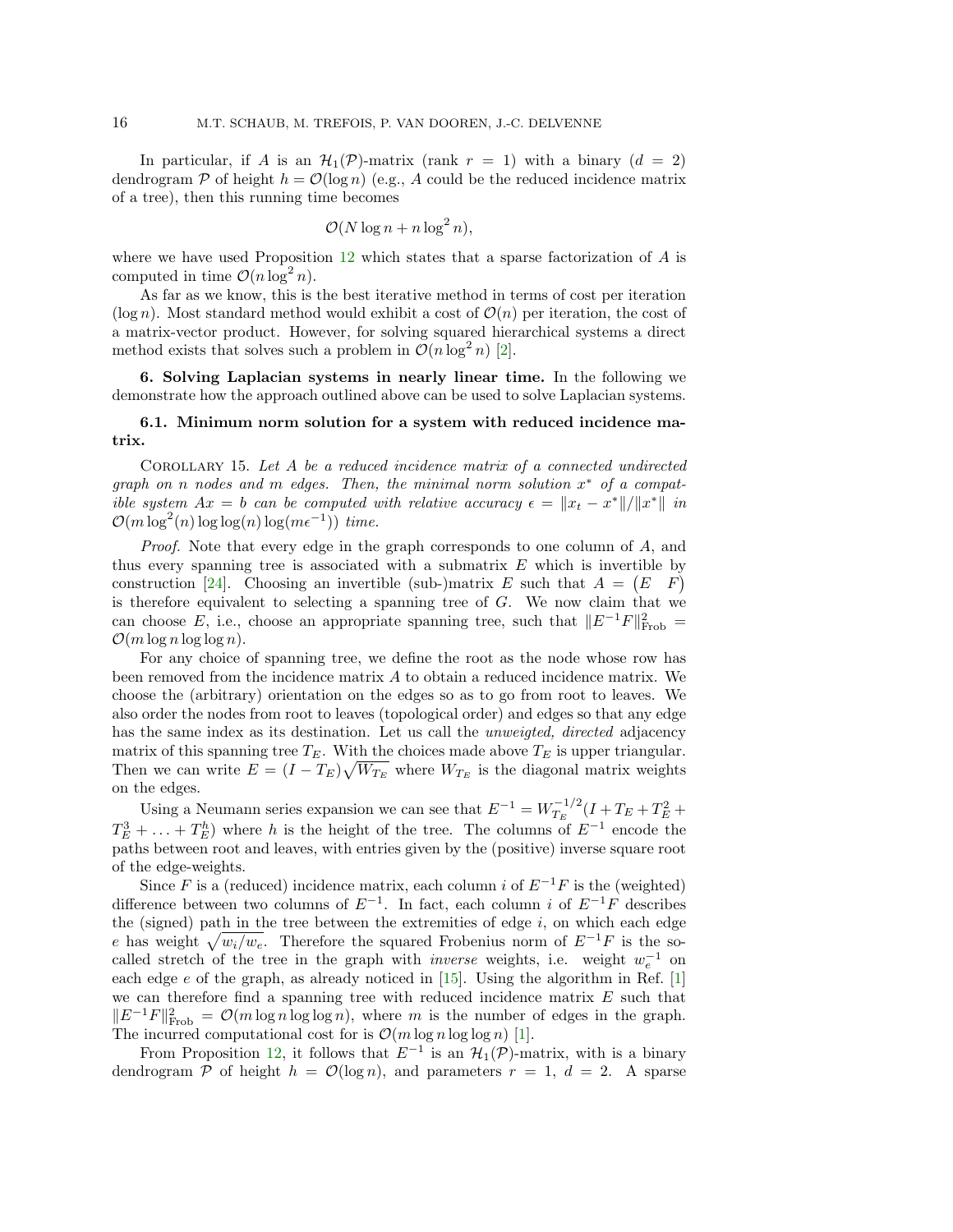In particular, if $A$ is an $\mathcal{H}_1(\mathcal{P})$-matrix (rank $r = 1$) with a binary ($d = 2$) dendrogram $\mathcal{P}$ of height $h = \mathcal{O}(\log n)$ (e.g., $A$ could be the reduced incidence matrix of a tree), then this running time becomes

$$\mathcal{O}(N \log n + n \log^2 n),$$

where we have used Proposition 12 which states that a sparse factorization of $A$ is computed in time $\mathcal{O}(n \log^2 n)$.

As far as we know, this is the best iterative method in terms of cost per iteration ($\log n$). Most standard method would exhibit a cost of $\mathcal{O}(n)$ per iteration, the cost of a matrix-vector product. However, for solving squared hierarchical systems a direct method exists that solves such a problem in $\mathcal{O}(n \log^2 n)$ [2].

## 6. Solving Laplacian systems in nearly linear time.

In the following we demonstrate how the approach outlined above can be used to solve Laplacian systems.

### 6.1. Minimum norm solution for a system with reduced incidence matrix.

COROLLARY 15. *Let $A$ be a reduced incidence matrix of a connected undirected graph on $n$ nodes and $m$ edges. Then, the minimal norm solution $x^*$ of a compatible system $Ax = b$ can be computed with relative accuracy $\epsilon = \|x_t - x^*\|/\|x^*\|$ in $\mathcal{O}(m \log^2(n) \log\log(n) \log(m\epsilon^{-1}))$ time.*

*Proof.* Note that every edge in the graph corresponds to one column of $A$, and thus every spanning tree is associated with a submatrix $E$ which is invertible by construction [24]. Choosing an invertible (sub-)matrix $E$ such that $A = \begin{pmatrix} E & F \end{pmatrix}$ is therefore equivalent to selecting a spanning tree of $G$. We now claim that we can choose $E$, i.e., choose an appropriate spanning tree, such that $\|E^{-1}F\|^2_{\text{Frob}} = \mathcal{O}(m \log n \log\log n)$.

For any choice of spanning tree, we define the root as the node whose row has been removed from the incidence matrix $A$ to obtain a reduced incidence matrix. We choose the (arbitrary) orientation on the edges so as to go from root to leaves. We also order the nodes from root to leaves (topological order) and edges so that any edge has the same index as its destination. Let us call the *unweigted, directed* adjacency matrix of this spanning tree $T_E$. With the choices made above $T_E$ is upper triangular. Then we can write $E = (I - T_E)\sqrt{W_{T_E}}$ where $W_{T_E}$ is the diagonal matrix weights on the edges.

Using a Neumann series expansion we can see that $E^{-1} = W_{T_E}^{-1/2}(I + T_E + T_E^2 + T_E^3 + \ldots + T_E^h)$ where $h$ is the height of the tree. The columns of $E^{-1}$ encode the paths between root and leaves, with entries given by the (positive) inverse square root of the edge-weights.

Since $F$ is a (reduced) incidence matrix, each column $i$ of $E^{-1}F$ is the (weighted) difference between two columns of $E^{-1}$. In fact, each column $i$ of $E^{-1}F$ describes the (signed) path in the tree between the extremities of edge $i$, on which each edge $e$ has weight $\sqrt{w_i/w_e}$. Therefore the squared Frobenius norm of $E^{-1}F$ is the so-called stretch of the tree in the graph with *inverse* weights, i.e. weight $w_e^{-1}$ on each edge $e$ of the graph, as already noticed in [15]. Using the algorithm in Ref. [1] we can therefore find a spanning tree with reduced incidence matrix $E$ such that $\|E^{-1}F\|^2_{\text{Frob}} = \mathcal{O}(m \log n \log\log n)$, where $m$ is the number of edges in the graph. The incurred computational cost for is $\mathcal{O}(m \log n \log\log n)$ [1].

From Proposition 12, it follows that $E^{-1}$ is an $\mathcal{H}_1(\mathcal{P})$-matrix, with is a binary dendrogram $\mathcal{P}$ of height $h = \mathcal{O}(\log n)$, and parameters $r = 1$, $d = 2$. A sparse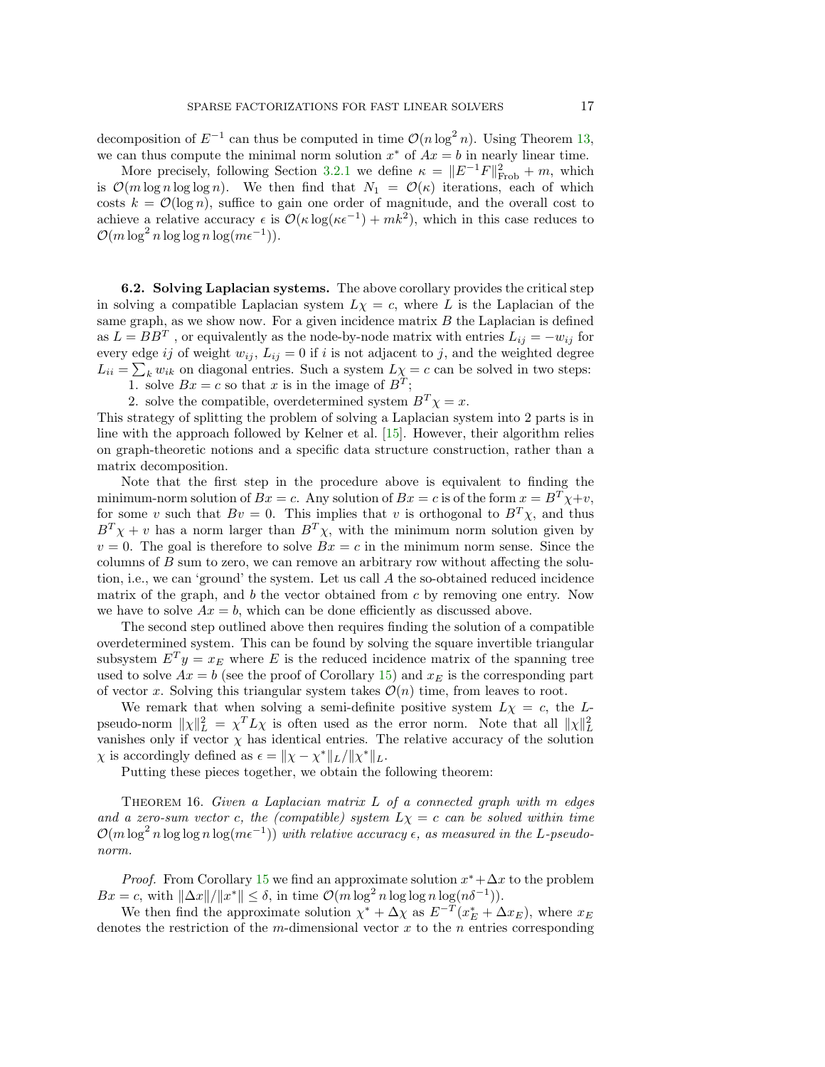decomposition of $E^{-1}$ can thus be computed in time $\mathcal{O}(n \log^2 n)$. Using Theorem 13, we can thus compute the minimal norm solution $x^*$ of $Ax = b$ in nearly linear time.

More precisely, following Section 3.2.1 we define $\kappa = \|E^{-1}F\|^2_{\text{Frob}} + m$, which is $\mathcal{O}(m \log n \log \log n)$. We then find that $N_1 = \mathcal{O}(\kappa)$ iterations, each of which costs $k = \mathcal{O}(\log n)$, suffice to gain one order of magnitude, and the overall cost to achieve a relative accuracy $\epsilon$ is $\mathcal{O}(\kappa \log(\kappa \epsilon^{-1}) + mk^2)$, which in this case reduces to $\mathcal{O}(m \log^2 n \log \log n \log(m\epsilon^{-1}))$.

**6.2. Solving Laplacian systems.** The above corollary provides the critical step in solving a compatible Laplacian system $L\chi = c$, where $L$ is the Laplacian of the same graph, as we show now. For a given incidence matrix $B$ the Laplacian is defined as $L = BB^T$ , or equivalently as the node-by-node matrix with entries $L_{ij} = -w_{ij}$ for every edge $ij$ of weight $w_{ij}$, $L_{ij} = 0$ if $i$ is not adjacent to $j$, and the weighted degree $L_{ii} = \sum_k w_{ik}$ on diagonal entries. Such a system $L\chi = c$ can be solved in two steps:

1. solve $Bx = c$ so that $x$ is in the image of $B^T$;
2. solve the compatible, overdetermined system $B^T\chi = x$.

This strategy of splitting the problem of solving a Laplacian system into 2 parts is in line with the approach followed by Kelner et al. [15]. However, their algorithm relies on graph-theoretic notions and a specific data structure construction, rather than a matrix decomposition.

Note that the first step in the procedure above is equivalent to finding the minimum-norm solution of $Bx = c$. Any solution of $Bx = c$ is of the form $x = B^T\chi + v$, for some $v$ such that $Bv = 0$. This implies that $v$ is orthogonal to $B^T\chi$, and thus $B^T\chi + v$ has a norm larger than $B^T\chi$, with the minimum norm solution given by $v = 0$. The goal is therefore to solve $Bx = c$ in the minimum norm sense. Since the columns of $B$ sum to zero, we can remove an arbitrary row without affecting the solution, i.e., we can 'ground' the system. Let us call $A$ the so-obtained reduced incidence matrix of the graph, and $b$ the vector obtained from $c$ by removing one entry. Now we have to solve $Ax = b$, which can be done efficiently as discussed above.

The second step outlined above then requires finding the solution of a compatible overdetermined system. This can be found by solving the square invertible triangular subsystem $E^Ty = x_E$ where $E$ is the reduced incidence matrix of the spanning tree used to solve $Ax = b$ (see the proof of Corollary 15) and $x_E$ is the corresponding part of vector $x$. Solving this triangular system takes $\mathcal{O}(n)$ time, from leaves to root.

We remark that when solving a semi-definite positive system $L\chi = c$, the $L$-pseudo-norm $\|\chi\|^2_L = \chi^T L\chi$ is often used as the error norm. Note that all $\|\chi\|^2_L$ vanishes only if vector $\chi$ has identical entries. The relative accuracy of the solution $\chi$ is accordingly defined as $\epsilon = \|\chi - \chi^*\|_L/\|\chi^*\|_L$.

Putting these pieces together, we obtain the following theorem:

THEOREM 16. *Given a Laplacian matrix $L$ of a connected graph with $m$ edges and a zero-sum vector $c$, the (compatible) system $L\chi = c$ can be solved within time $\mathcal{O}(m \log^2 n \log \log n \log(m\epsilon^{-1}))$ with relative accuracy $\epsilon$, as measured in the $L$-pseudo-norm.*

*Proof.* From Corollary 15 we find an approximate solution $x^* + \Delta x$ to the problem $Bx = c$, with $\|\Delta x\|/\|x^*\| \leq \delta$, in time $\mathcal{O}(m \log^2 n \log \log n \log(n\delta^{-1}))$.

We then find the approximate solution $\chi^* + \Delta\chi$ as $E^{-T}(x^*_E + \Delta x_E)$, where $x_E$ denotes the restriction of the $m$-dimensional vector $x$ to the $n$ entries corresponding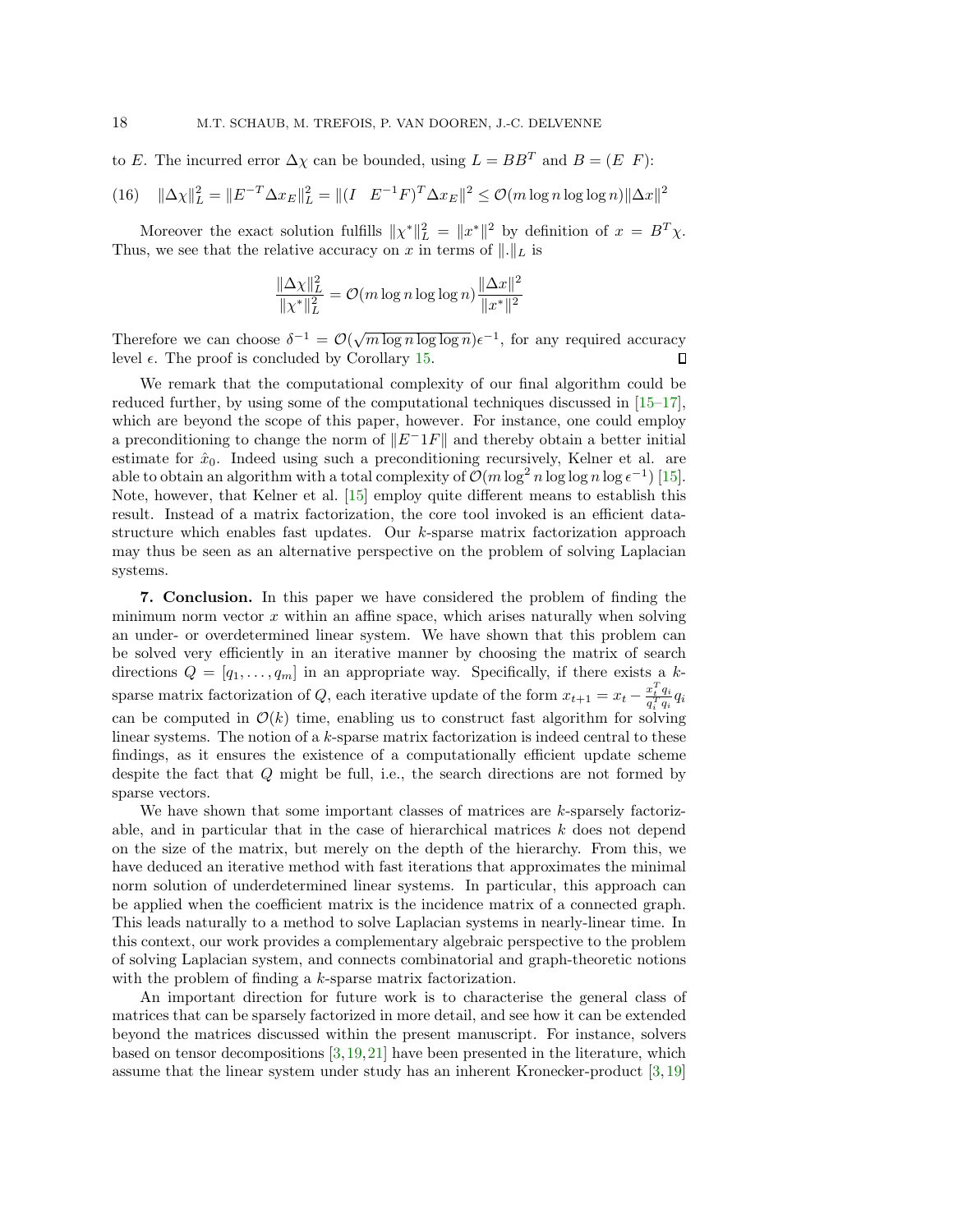to $E$. The incurred error $\Delta\chi$ can be bounded, using $L = BB^T$ and $B = (E \;\; F)$:

$$\|\Delta\chi\|_L^2 = \|E^{-T}\Delta x_E\|_L^2 = \|(I \quad E^{-1}F)^T \Delta x_E\|^2 \leq \mathcal{O}(m \log n \log\log n)\|\Delta x\|^2 \tag{16}$$

Moreover the exact solution fulfills $\|\chi^*\|_L^2 = \|x^*\|^2$ by definition of $x = B^T\chi$. Thus, we see that the relative accuracy on $x$ in terms of $\|.\|_L$ is

$$\frac{\|\Delta\chi\|_L^2}{\|\chi^*\|_L^2} = \mathcal{O}(m \log n \log\log n)\frac{\|\Delta x\|^2}{\|x^*\|^2}$$

Therefore we can choose $\delta^{-1} = \mathcal{O}(\sqrt{m \log n \log\log n})\epsilon^{-1}$, for any required accuracy level $\epsilon$. The proof is concluded by Corollary 15. ∎

We remark that the computational complexity of our final algorithm could be reduced further, by using some of the computational techniques discussed in [15–17], which are beyond the scope of this paper, however. For instance, one could employ a preconditioning to change the norm of $\|E^{-}1F\|$ and thereby obtain a better initial estimate for $\hat{x}_0$. Indeed using such a preconditioning recursively, Kelner et al. are able to obtain an algorithm with a total complexity of $\mathcal{O}(m \log^2 n \log\log n \log \epsilon^{-1})$ [15]. Note, however, that Kelner et al. [15] employ quite different means to establish this result. Instead of a matrix factorization, the core tool invoked is an efficient data-structure which enables fast updates. Our $k$-sparse matrix factorization approach may thus be seen as an alternative perspective on the problem of solving Laplacian systems.

**7. Conclusion.** In this paper we have considered the problem of finding the minimum norm vector $x$ within an affine space, which arises naturally when solving an under- or overdetermined linear system. We have shown that this problem can be solved very efficiently in an iterative manner by choosing the matrix of search directions $Q = [q_1, \ldots, q_m]$ in an appropriate way. Specifically, if there exists a $k$-sparse matrix factorization of $Q$, each iterative update of the form $x_{t+1} = x_t - \frac{x_t^T q_i}{q_i^T q_i} q_i$ can be computed in $\mathcal{O}(k)$ time, enabling us to construct fast algorithm for solving linear systems. The notion of a $k$-sparse matrix factorization is indeed central to these findings, as it ensures the existence of a computationally efficient update scheme despite the fact that $Q$ might be full, i.e., the search directions are not formed by sparse vectors.

We have shown that some important classes of matrices are $k$-sparsely factorizable, and in particular that in the case of hierarchical matrices $k$ does not depend on the size of the matrix, but merely on the depth of the hierarchy. From this, we have deduced an iterative method with fast iterations that approximates the minimal norm solution of underdetermined linear systems. In particular, this approach can be applied when the coefficient matrix is the incidence matrix of a connected graph. This leads naturally to a method to solve Laplacian systems in nearly-linear time. In this context, our work provides a complementary algebraic perspective to the problem of solving Laplacian system, and connects combinatorial and graph-theoretic notions with the problem of finding a $k$-sparse matrix factorization.

An important direction for future work is to characterise the general class of matrices that can be sparsely factorized in more detail, and see how it can be extended beyond the matrices discussed within the present manuscript. For instance, solvers based on tensor decompositions [3,19,21] have been presented in the literature, which assume that the linear system under study has an inherent Kronecker-product [3,19]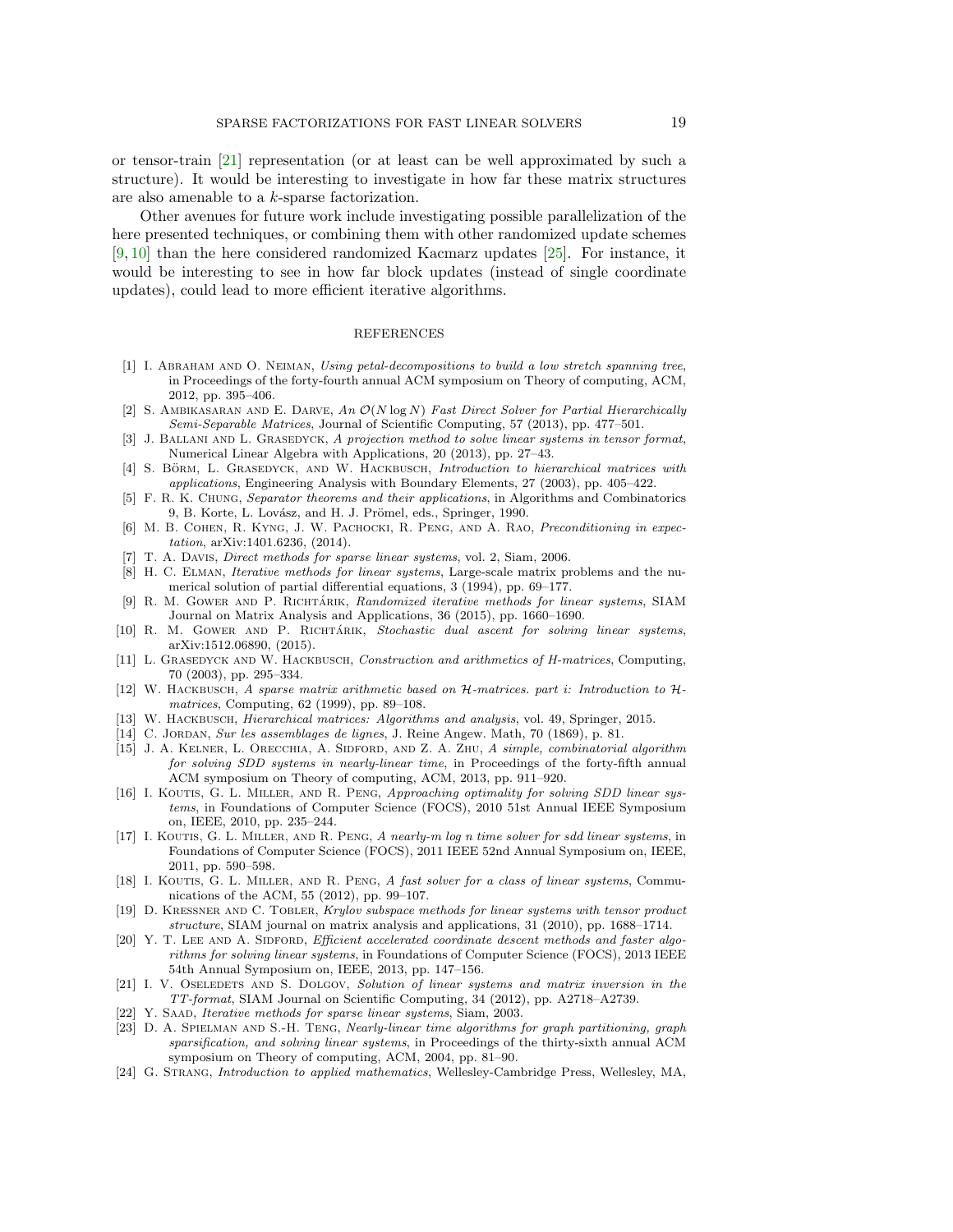or tensor-train [21] representation (or at least can be well approximated by such a structure). It would be interesting to investigate in how far these matrix structures are also amenable to a $k$-sparse factorization.

Other avenues for future work include investigating possible parallelization of the here presented techniques, or combining them with other randomized update schemes [9, 10] than the here considered randomized Kacmarz updates [25]. For instance, it would be interesting to see in how far block updates (instead of single coordinate updates), could lead to more efficient iterative algorithms.

## REFERENCES

[1] I. Abraham and O. Neiman, *Using petal-decompositions to build a low stretch spanning tree*, in Proceedings of the forty-fourth annual ACM symposium on Theory of computing, ACM, 2012, pp. 395–406.

[2] S. Ambikasaran and E. Darve, *An $\mathcal{O}(N \log N)$ Fast Direct Solver for Partial Hierarchically Semi-Separable Matrices*, Journal of Scientific Computing, 57 (2013), pp. 477–501.

[3] J. Ballani and L. Grasedyck, *A projection method to solve linear systems in tensor format*, Numerical Linear Algebra with Applications, 20 (2013), pp. 27–43.

[4] S. Börm, L. Grasedyck, and W. Hackbusch, *Introduction to hierarchical matrices with applications*, Engineering Analysis with Boundary Elements, 27 (2003), pp. 405–422.

[5] F. R. K. Chung, *Separator theorems and their applications*, in Algorithms and Combinatorics 9, B. Korte, L. Lovász, and H. J. Prömel, eds., Springer, 1990.

[6] M. B. Cohen, R. Kyng, J. W. Pachocki, R. Peng, and A. Rao, *Preconditioning in expectation*, arXiv:1401.6236, (2014).

[7] T. A. Davis, *Direct methods for sparse linear systems*, vol. 2, Siam, 2006.

[8] H. C. Elman, *Iterative methods for linear systems*, Large-scale matrix problems and the numerical solution of partial differential equations, 3 (1994), pp. 69–177.

[9] R. M. Gower and P. Richtárik, *Randomized iterative methods for linear systems*, SIAM Journal on Matrix Analysis and Applications, 36 (2015), pp. 1660–1690.

[10] R. M. Gower and P. Richtárik, *Stochastic dual ascent for solving linear systems*, arXiv:1512.06890, (2015).

[11] L. Grasedyck and W. Hackbusch, *Construction and arithmetics of H-matrices*, Computing, 70 (2003), pp. 295–334.

[12] W. Hackbusch, *A sparse matrix arithmetic based on $\mathcal{H}$-matrices. part i: Introduction to $\mathcal{H}$-matrices*, Computing, 62 (1999), pp. 89–108.

[13] W. Hackbusch, *Hierarchical matrices: Algorithms and analysis*, vol. 49, Springer, 2015.

[14] C. Jordan, *Sur les assemblages de lignes*, J. Reine Angew. Math, 70 (1869), p. 81.

[15] J. A. Kelner, L. Orecchia, A. Sidford, and Z. A. Zhu, *A simple, combinatorial algorithm for solving SDD systems in nearly-linear time*, in Proceedings of the forty-fifth annual ACM symposium on Theory of computing, ACM, 2013, pp. 911–920.

[16] I. Koutis, G. L. Miller, and R. Peng, *Approaching optimality for solving SDD linear systems*, in Foundations of Computer Science (FOCS), 2010 51st Annual IEEE Symposium on, IEEE, 2010, pp. 235–244.

[17] I. Koutis, G. L. Miller, and R. Peng, *A nearly-m log n time solver for sdd linear systems*, in Foundations of Computer Science (FOCS), 2011 IEEE 52nd Annual Symposium on, IEEE, 2011, pp. 590–598.

[18] I. Koutis, G. L. Miller, and R. Peng, *A fast solver for a class of linear systems*, Communications of the ACM, 55 (2012), pp. 99–107.

[19] D. Kressner and C. Tobler, *Krylov subspace methods for linear systems with tensor product structure*, SIAM journal on matrix analysis and applications, 31 (2010), pp. 1688–1714.

[20] Y. T. Lee and A. Sidford, *Efficient accelerated coordinate descent methods and faster algorithms for solving linear systems*, in Foundations of Computer Science (FOCS), 2013 IEEE 54th Annual Symposium on, IEEE, 2013, pp. 147–156.

[21] I. V. Oseledets and S. Dolgov, *Solution of linear systems and matrix inversion in the TT-format*, SIAM Journal on Scientific Computing, 34 (2012), pp. A2718–A2739.

[22] Y. Saad, *Iterative methods for sparse linear systems*, Siam, 2003.

[23] D. A. Spielman and S.-H. Teng, *Nearly-linear time algorithms for graph partitioning, graph sparsification, and solving linear systems*, in Proceedings of the thirty-sixth annual ACM symposium on Theory of computing, ACM, 2004, pp. 81–90.

[24] G. Strang, *Introduction to applied mathematics*, Wellesley-Cambridge Press, Wellesley, MA,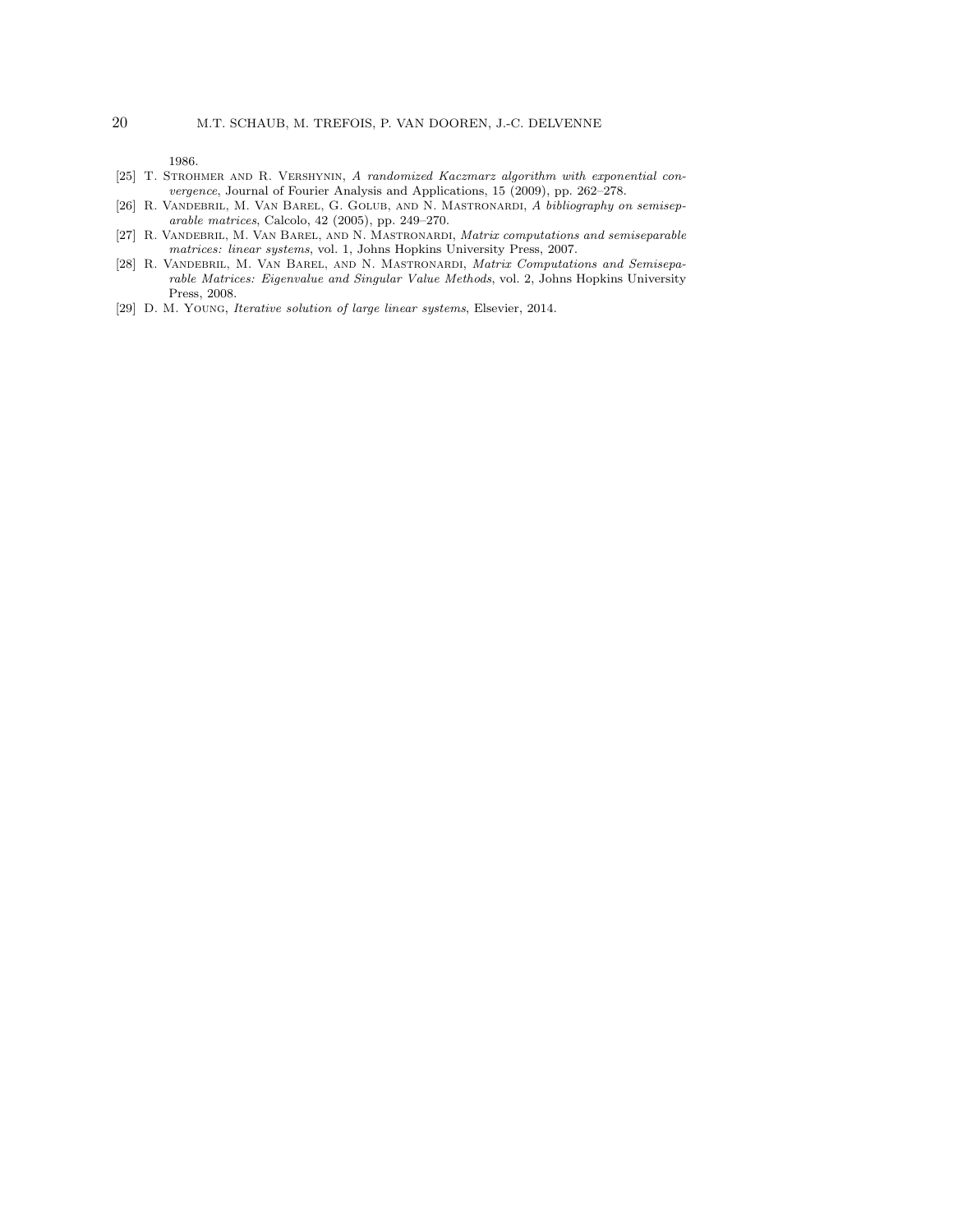1986.

[25] T. Strohmer and R. Vershynin, *A randomized Kaczmarz algorithm with exponential convergence*, Journal of Fourier Analysis and Applications, 15 (2009), pp. 262–278.

[26] R. Vandebril, M. Van Barel, G. Golub, and N. Mastronardi, *A bibliography on semiseparable matrices*, Calcolo, 42 (2005), pp. 249–270.

[27] R. Vandebril, M. Van Barel, and N. Mastronardi, *Matrix computations and semiseparable matrices: linear systems*, vol. 1, Johns Hopkins University Press, 2007.

[28] R. Vandebril, M. Van Barel, and N. Mastronardi, *Matrix Computations and Semiseparable Matrices: Eigenvalue and Singular Value Methods*, vol. 2, Johns Hopkins University Press, 2008.

[29] D. M. Young, *Iterative solution of large linear systems*, Elsevier, 2014.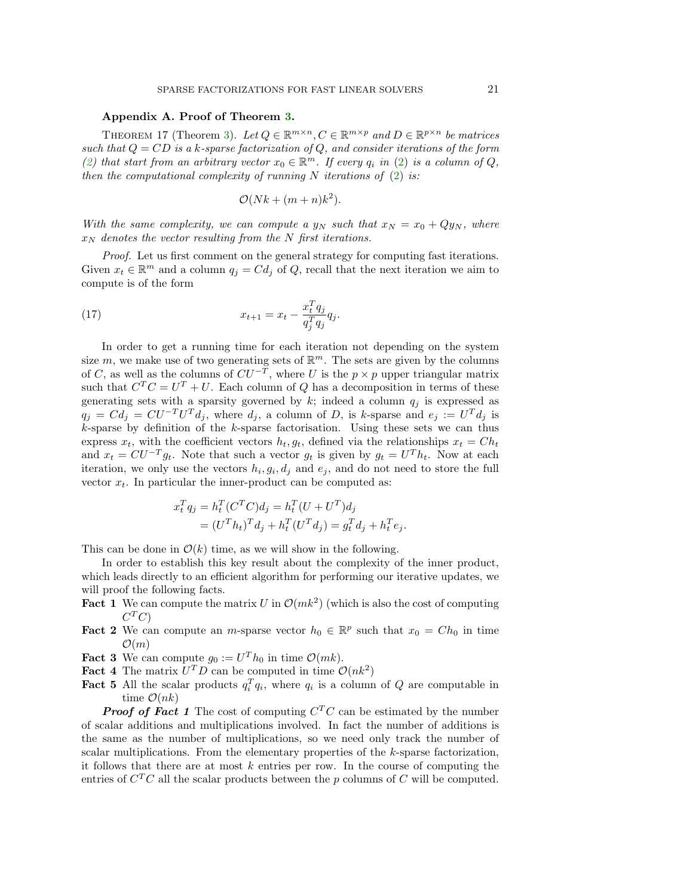## Appendix A. Proof of Theorem 3.

THEOREM 17 (Theorem 3). *Let $Q \in \mathbb{R}^{m\times n}, C \in \mathbb{R}^{m\times p}$ and $D \in \mathbb{R}^{p\times n}$ be matrices such that $Q = CD$ is a $k$-sparse factorization of $Q$, and consider iterations of the form (2) that start from an arbitrary vector $x_0 \in \mathbb{R}^m$. If every $q_i$ in (2) is a column of $Q$, then the computational complexity of running $N$ iterations of (2) is:*

$$\mathcal{O}(Nk + (m+n)k^2).$$

*With the same complexity, we can compute a $y_N$ such that $x_N = x_0 + Qy_N$, where $x_N$ denotes the vector resulting from the $N$ first iterations.*

*Proof.* Let us first comment on the general strategy for computing fast iterations. Given $x_t \in \mathbb{R}^m$ and a column $q_j = Cd_j$ of $Q$, recall that the next iteration we aim to compute is of the form

$$x_{t+1} = x_t - \frac{x_t^T q_j}{q_j^T q_j} q_j. \tag{17}$$

In order to get a running time for each iteration not depending on the system size $m$, we make use of two generating sets of $\mathbb{R}^m$. The sets are given by the columns of $C$, as well as the columns of $CU^{-T}$, where $U$ is the $p\times p$ upper triangular matrix such that $C^TC = U^T + U$. Each column of $Q$ has a decomposition in terms of these generating sets with a sparsity governed by $k$; indeed a column $q_j$ is expressed as $q_j = Cd_j = CU^{-T}U^Td_j$, where $d_j$, a column of $D$, is $k$-sparse and $e_j := U^Td_j$ is $k$-sparse by definition of the $k$-sparse factorisation. Using these sets we can thus express $x_t$, with the coefficient vectors $h_t, g_t$, defined via the relationships $x_t = Ch_t$ and $x_t = CU^{-T}g_t$. Note that such a vector $g_t$ is given by $g_t = U^Th_t$. Now at each iteration, we only use the vectors $h_i, g_i, d_j$ and $e_j$, and do not need to store the full vector $x_t$. In particular the inner-product can be computed as:

$$\begin{aligned} x_t^T q_j &= h_t^T (C^TC) d_j = h_t^T (U + U^T) d_j \\ &= (U^T h_t)^T d_j + h_t^T (U^T d_j) = g_t^T d_j + h_t^T e_j. \end{aligned}$$

This can be done in $\mathcal{O}(k)$ time, as we will show in the following.

In order to establish this key result about the complexity of the inner product, which leads directly to an efficient algorithm for performing our iterative updates, we will proof the following facts.

**Fact 1** We can compute the matrix $U$ in $\mathcal{O}(mk^2)$ (which is also the cost of computing $C^TC$)

**Fact 2** We can compute an $m$-sparse vector $h_0 \in \mathbb{R}^p$ such that $x_0 = Ch_0$ in time $\mathcal{O}(m)$

**Fact 3** We can compute $g_0 := U^Th_0$ in time $\mathcal{O}(mk)$.

**Fact 4** The matrix $U^TD$ can be computed in time $\mathcal{O}(nk^2)$

**Fact 5** All the scalar products $q_i^Tq_i$, where $q_i$ is a column of $Q$ are computable in time $\mathcal{O}(nk)$

***Proof of Fact 1*** The cost of computing $C^TC$ can be estimated by the number of scalar additions and multiplications involved. In fact the number of additions is the same as the number of multiplications, so we need only track the number of scalar multiplications. From the elementary properties of the $k$-sparse factorization, it follows that there are at most $k$ entries per row. In the course of computing the entries of $C^TC$ all the scalar products between the $p$ columns of $C$ will be computed.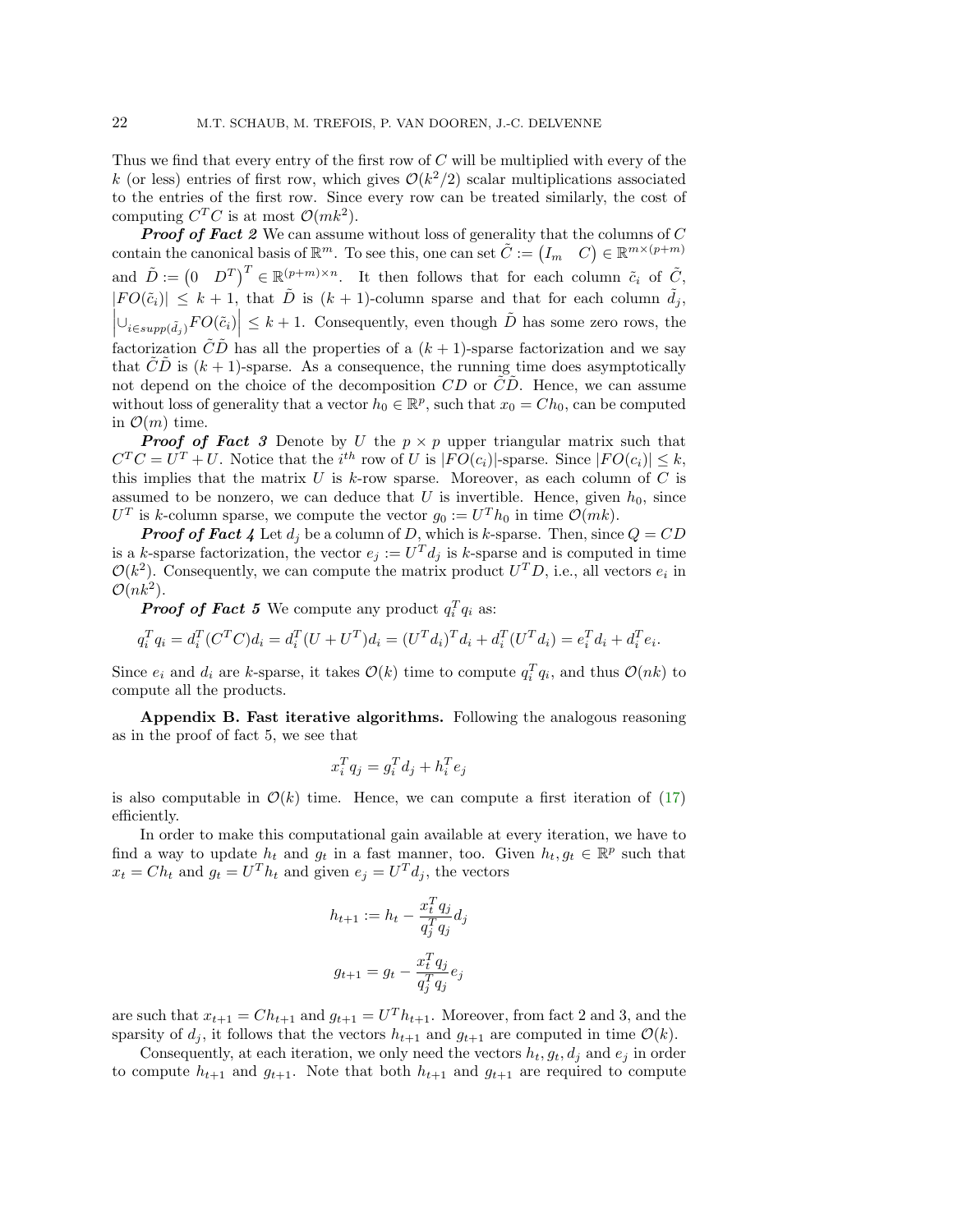Thus we find that every entry of the first row of $C$ will be multiplied with every of the $k$ (or less) entries of first row, which gives $\mathcal{O}(k^2/2)$ scalar multiplications associated to the entries of the first row. Since every row can be treated similarly, the cost of computing $C^T C$ is at most $\mathcal{O}(mk^2)$.

***Proof of Fact 2*** We can assume without loss of generality that the columns of $C$ contain the canonical basis of $\mathbb{R}^m$. To see this, one can set $\tilde{C} := \begin{pmatrix} I_m & C \end{pmatrix} \in \mathbb{R}^{m \times (p+m)}$ and $\tilde{D} := \begin{pmatrix} 0 & D^T \end{pmatrix}^T \in \mathbb{R}^{(p+m) \times n}$. It then follows that for each column $\tilde{c}_i$ of $\tilde{C}$, $|FO(\tilde{c}_i)| \leq k+1$, that $\tilde{D}$ is $(k+1)$-column sparse and that for each column $\tilde{d}_j$, $\left| \cup_{i \in supp(\tilde{d}_j)} FO(\tilde{c}_i) \right| \leq k+1$. Consequently, even though $\tilde{D}$ has some zero rows, the factorization $\tilde{C}\tilde{D}$ has all the properties of a $(k+1)$-sparse factorization and we say that $\tilde{C}\tilde{D}$ is $(k+1)$-sparse. As a consequence, the running time does asymptotically not depend on the choice of the decomposition $CD$ or $\tilde{C}\tilde{D}$. Hence, we can assume without loss of generality that a vector $h_0 \in \mathbb{R}^p$, such that $x_0 = Ch_0$, can be computed in $\mathcal{O}(m)$ time.

***Proof of Fact 3*** Denote by $U$ the $p \times p$ upper triangular matrix such that $C^T C = U^T + U$. Notice that the $i^{th}$ row of $U$ is $|FO(c_i)|$-sparse. Since $|FO(c_i)| \leq k$, this implies that the matrix $U$ is $k$-row sparse. Moreover, as each column of $C$ is assumed to be nonzero, we can deduce that $U$ is invertible. Hence, given $h_0$, since $U^T$ is $k$-column sparse, we compute the vector $g_0 := U^T h_0$ in time $\mathcal{O}(mk)$.

***Proof of Fact 4*** Let $d_j$ be a column of $D$, which is $k$-sparse. Then, since $Q = CD$ is a $k$-sparse factorization, the vector $e_j := U^T d_j$ is $k$-sparse and is computed in time $\mathcal{O}(k^2)$. Consequently, we can compute the matrix product $U^T D$, i.e., all vectors $e_i$ in $\mathcal{O}(nk^2)$.

***Proof of Fact 5*** We compute any product $q_i^T q_i$ as:

$$q_i^T q_i = d_i^T (C^T C) d_i = d_i^T (U + U^T) d_i = (U^T d_i)^T d_i + d_i^T (U^T d_i) = e_i^T d_i + d_i^T e_i.$$

Since $e_i$ and $d_i$ are $k$-sparse, it takes $\mathcal{O}(k)$ time to compute $q_i^T q_i$, and thus $\mathcal{O}(nk)$ to compute all the products.

**Appendix B. Fast iterative algorithms.** Following the analogous reasoning as in the proof of fact 5, we see that

$$x_i^T q_j = g_i^T d_j + h_i^T e_j$$

is also computable in $\mathcal{O}(k)$ time. Hence, we can compute a first iteration of (17) efficiently.

In order to make this computational gain available at every iteration, we have to find a way to update $h_t$ and $g_t$ in a fast manner, too. Given $h_t, g_t \in \mathbb{R}^p$ such that $x_t = Ch_t$ and $g_t = U^T h_t$ and given $e_j = U^T d_j$, the vectors

$$h_{t+1} := h_t - \frac{x_t^T q_j}{q_j^T q_j} d_j$$

$$g_{t+1} = g_t - \frac{x_t^T q_j}{q_j^T q_j} e_j$$

are such that $x_{t+1} = Ch_{t+1}$ and $g_{t+1} = U^T h_{t+1}$. Moreover, from fact 2 and 3, and the sparsity of $d_j$, it follows that the vectors $h_{t+1}$ and $g_{t+1}$ are computed in time $\mathcal{O}(k)$.

Consequently, at each iteration, we only need the vectors $h_t, g_t, d_j$ and $e_j$ in order to compute $h_{t+1}$ and $g_{t+1}$. Note that both $h_{t+1}$ and $g_{t+1}$ are required to compute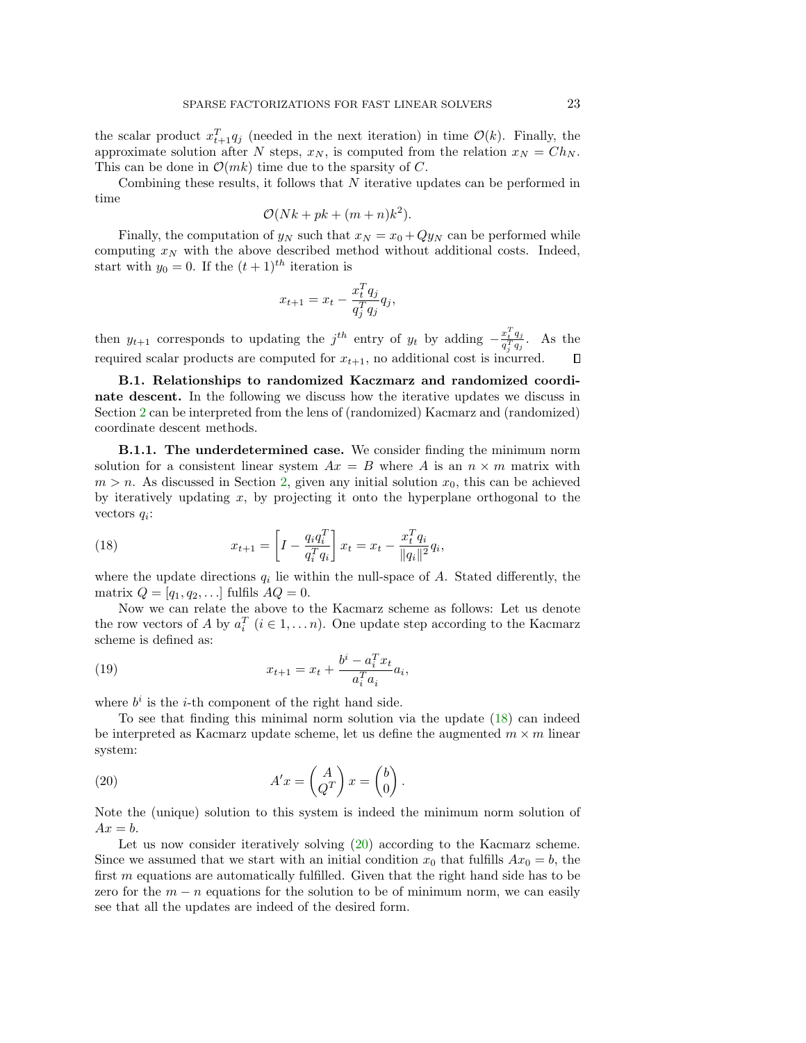the scalar product $x_{t+1}^T q_j$ (needed in the next iteration) in time $\mathcal{O}(k)$. Finally, the approximate solution after $N$ steps, $x_N$, is computed from the relation $x_N = Ch_N$. This can be done in $\mathcal{O}(mk)$ time due to the sparsity of $C$.

Combining these results, it follows that $N$ iterative updates can be performed in time

$$\mathcal{O}(Nk + pk + (m+n)k^2).$$

Finally, the computation of $y_N$ such that $x_N = x_0 + Qy_N$ can be performed while computing $x_N$ with the above described method without additional costs. Indeed, start with $y_0 = 0$. If the $(t+1)^{th}$ iteration is

$$x_{t+1} = x_t - \frac{x_t^T q_j}{q_j^T q_j} q_j,$$

then $y_{t+1}$ corresponds to updating the $j^{th}$ entry of $y_t$ by adding $-\frac{x_t^T q_j}{q_j^T q_j}$. As the required scalar products are computed for $x_{t+1}$, no additional cost is incurred. □

**B.1. Relationships to randomized Kaczmarz and randomized coordinate descent.** In the following we discuss how the iterative updates we discuss in Section 2 can be interpreted from the lens of (randomized) Kacmarz and (randomized) coordinate descent methods.

**B.1.1. The underdetermined case.** We consider finding the minimum norm solution for a consistent linear system $Ax = B$ where $A$ is an $n \times m$ matrix with $m > n$. As discussed in Section 2, given any initial solution $x_0$, this can be achieved by iteratively updating $x$, by projecting it onto the hyperplane orthogonal to the vectors $q_i$:

$$x_{t+1} = \left[I - \frac{q_i q_i^T}{q_i^T q_i}\right] x_t = x_t - \frac{x_t^T q_i}{\|q_i\|^2} q_i, \tag{18}$$

where the update directions $q_i$ lie within the null-space of $A$. Stated differently, the matrix $Q = [q_1, q_2, \ldots]$ fulfils $AQ = 0$.

Now we can relate the above to the Kacmarz scheme as follows: Let us denote the row vectors of $A$ by $a_i^T$ $(i \in 1, \ldots n)$. One update step according to the Kacmarz scheme is defined as:

$$x_{t+1} = x_t + \frac{b^i - a_i^T x_t}{a_i^T a_i} a_i, \tag{19}$$

where $b^i$ is the $i$-th component of the right hand side.

To see that finding this minimal norm solution via the update (18) can indeed be interpreted as Kacmarz update scheme, let us define the augmented $m \times m$ linear system:

$$A' x = \begin{pmatrix} A \\ Q^T \end{pmatrix} x = \begin{pmatrix} b \\ 0 \end{pmatrix}. \tag{20}$$

Note the (unique) solution to this system is indeed the minimum norm solution of $Ax = b$.

Let us now consider iteratively solving (20) according to the Kacmarz scheme. Since we assumed that we start with an initial condition $x_0$ that fulfills $Ax_0 = b$, the first $m$ equations are automatically fulfilled. Given that the right hand side has to be zero for the $m - n$ equations for the solution to be of minimum norm, we can easily see that all the updates are indeed of the desired form.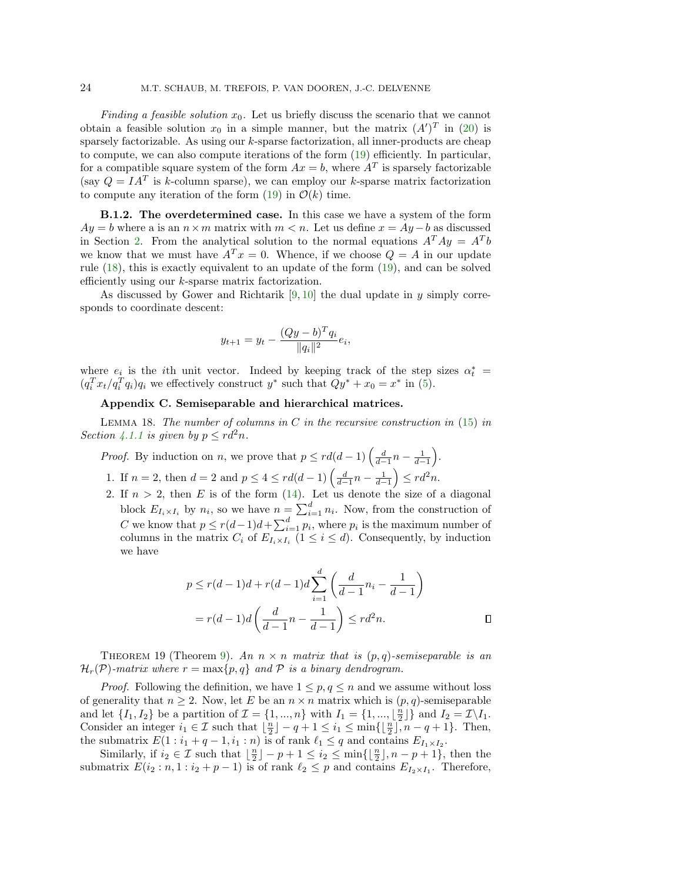*Finding a feasible solution $x_0$.* Let us briefly discuss the scenario that we cannot obtain a feasible solution $x_0$ in a simple manner, but the matrix $(A')^T$ in (20) is sparsely factorizable. As using our $k$-sparse factorization, all inner-products are cheap to compute, we can also compute iterations of the form (19) efficiently. In particular, for a compatible square system of the form $Ax = b$, where $A^T$ is sparsely factorizable (say $Q = IA^T$ is $k$-column sparse), we can employ our $k$-sparse matrix factorization to compute any iteration of the form (19) in $\mathcal{O}(k)$ time.

**B.1.2. The overdetermined case.** In this case we have a system of the form $Ay = b$ where a is an $n \times m$ matrix with $m < n$. Let us define $x = Ay - b$ as discussed in Section 2. From the analytical solution to the normal equations $A^T Ay = A^T b$ we know that we must have $A^T x = 0$. Whence, if we choose $Q = A$ in our update rule (18), this is exactly equivalent to an update of the form (19), and can be solved efficiently using our $k$-sparse matrix factorization.

As discussed by Gower and Richtarik [9, 10] the dual update in $y$ simply corresponds to coordinate descent:

$$y_{t+1} = y_t - \frac{(Qy - b)^T q_i}{\|q_i\|^2} e_i,$$

where $e_i$ is the $i$th unit vector. Indeed by keeping track of the step sizes $\alpha_t^* = (q_i^T x_t / q_i^T q_i) q_i$ we effectively construct $y^*$ such that $Qy^* + x_0 = x^*$ in (5).

## Appendix C. Semiseparable and hierarchical matrices.

LEMMA 18. *The number of columns in $C$ in the recursive construction in (15) in Section 4.1.1 is given by $p \leq rd^2 n$.*

*Proof.* By induction on $n$, we prove that $p \leq rd(d-1)\left(\frac{d}{d-1}n - \frac{1}{d-1}\right)$.

1. If $n = 2$, then $d = 2$ and $p \leq 4 \leq rd(d-1)\left(\frac{d}{d-1}n - \frac{1}{d-1}\right) \leq rd^2 n$.
2. If $n > 2$, then $E$ is of the form (14). Let us denote the size of a diagonal block $E_{I_i \times I_i}$ by $n_i$, so we have $n = \sum_{i=1}^{d} n_i$. Now, from the construction of $C$ we know that $p \leq r(d-1)d + \sum_{i=1}^{d} p_i$, where $p_i$ is the maximum number of columns in the matrix $C_i$ of $E_{I_i \times I_i}$ $(1 \leq i \leq d)$. Consequently, by induction we have

$$\begin{aligned} p &\leq r(d-1)d + r(d-1)d \sum_{i=1}^{d} \left(\frac{d}{d-1}n_i - \frac{1}{d-1}\right) \\ &= r(d-1)d\left(\frac{d}{d-1}n - \frac{1}{d-1}\right) \leq rd^2 n. \end{aligned}$$

∎

THEOREM 19 (Theorem 9). *An $n \times n$ matrix that is $(p, q)$-semiseparable is an $\mathcal{H}_r(\mathcal{P})$-matrix where $r = \max\{p, q\}$ and $\mathcal{P}$ is a binary dendrogram.*

*Proof.* Following the definition, we have $1 \leq p, q \leq n$ and we assume without loss of generality that $n \geq 2$. Now, let $E$ be an $n \times n$ matrix which is $(p, q)$-semiseparable and let $\{I_1, I_2\}$ be a partition of $\mathcal{I} = \{1, ..., n\}$ with $I_1 = \{1, ..., \lfloor \frac{n}{2} \rfloor\}$ and $I_2 = \mathcal{I} \backslash I_1$. Consider an integer $i_1 \in \mathcal{I}$ such that $\lfloor \frac{n}{2} \rfloor - q + 1 \leq i_1 \leq \min\{\lfloor \frac{n}{2} \rfloor, n - q + 1\}$. Then, the submatrix $E(1 : i_1 + q - 1, i_1 : n)$ is of rank $\ell_1 \leq q$ and contains $E_{I_1 \times I_2}$.

Similarly, if $i_2 \in \mathcal{I}$ such that $\lfloor \frac{n}{2} \rfloor - p + 1 \leq i_2 \leq \min\{\lfloor \frac{n}{2} \rfloor, n - p + 1\}$, then the submatrix $E(i_2 : n, 1 : i_2 + p - 1)$ is of rank $\ell_2 \leq p$ and contains $E_{I_2 \times I_1}$. Therefore,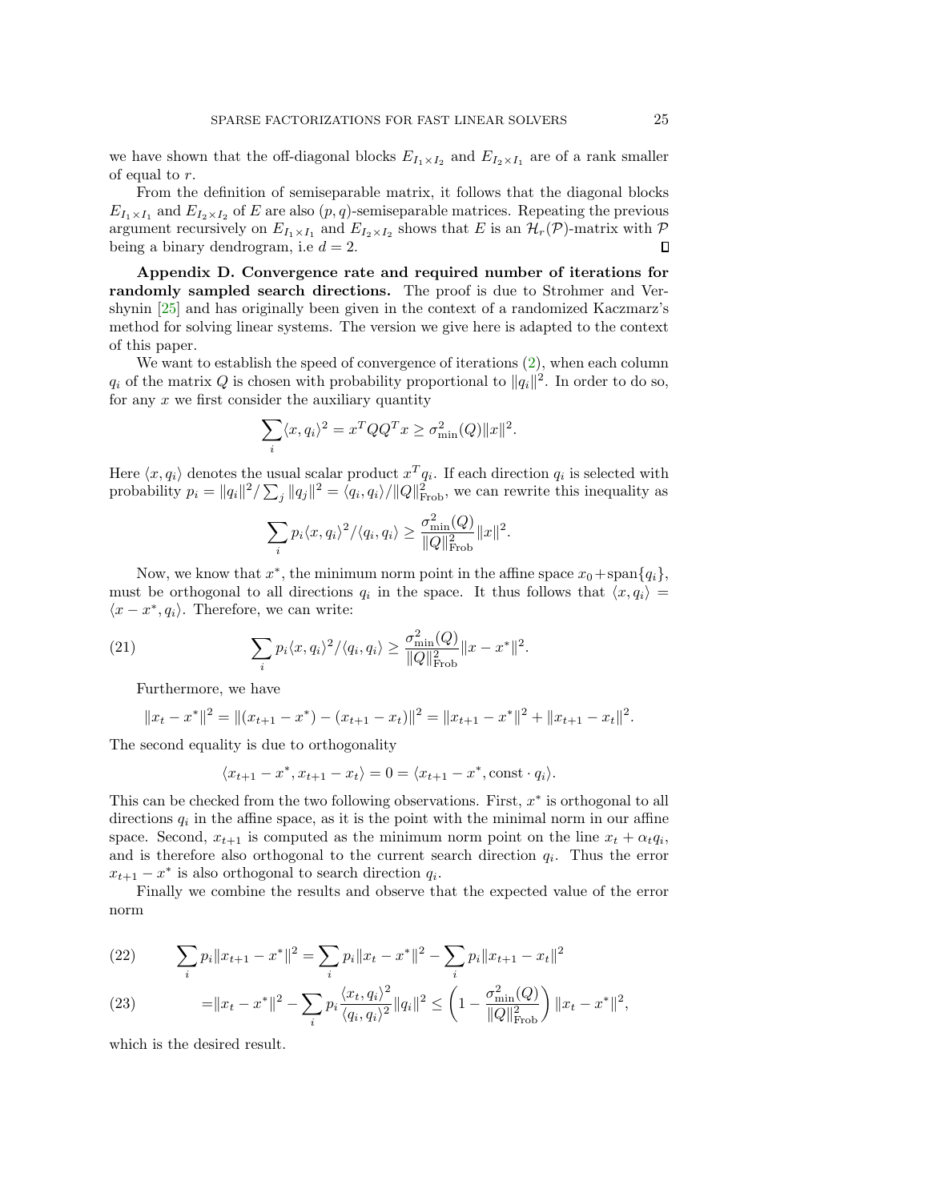we have shown that the off-diagonal blocks $E_{I_1 \times I_2}$ and $E_{I_2 \times I_1}$ are of a rank smaller of equal to $r$.

From the definition of semiseparable matrix, it follows that the diagonal blocks $E_{I_1 \times I_1}$ and $E_{I_2 \times I_2}$ of $E$ are also $(p, q)$-semiseparable matrices. Repeating the previous argument recursively on $E_{I_1 \times I_1}$ and $E_{I_2 \times I_2}$ shows that $E$ is an $\mathcal{H}_r(\mathcal{P})$-matrix with $\mathcal{P}$ being a binary dendrogram, i.e $d = 2$. ∎

**Appendix D. Convergence rate and required number of iterations for randomly sampled search directions.** The proof is due to Strohmer and Vershynin [25] and has originally been given in the context of a randomized Kaczmarz's method for solving linear systems. The version we give here is adapted to the context of this paper.

We want to establish the speed of convergence of iterations (2), when each column $q_i$ of the matrix $Q$ is chosen with probability proportional to $\|q_i\|^2$. In order to do so, for any $x$ we first consider the auxiliary quantity

$$\sum_i \langle x, q_i \rangle^2 = x^T Q Q^T x \geq \sigma^2_{\min}(Q) \|x\|^2.$$

Here $\langle x, q_i \rangle$ denotes the usual scalar product $x^T q_i$. If each direction $q_i$ is selected with probability $p_i = \|q_i\|^2 / \sum_j \|q_j\|^2 = \langle q_i, q_i \rangle / \|Q\|^2_{\text{Frob}}$, we can rewrite this inequality as

$$\sum_i p_i \langle x, q_i \rangle^2 / \langle q_i, q_i \rangle \geq \frac{\sigma^2_{\min}(Q)}{\|Q\|^2_{\text{Frob}}} \|x\|^2.$$

Now, we know that $x^*$, the minimum norm point in the affine space $x_0 + \text{span}\{q_i\}$, must be orthogonal to all directions $q_i$ in the space. It thus follows that $\langle x, q_i \rangle = \langle x - x^*, q_i \rangle$. Therefore, we can write:

$$\sum_i p_i \langle x, q_i \rangle^2 / \langle q_i, q_i \rangle \geq \frac{\sigma^2_{\min}(Q)}{\|Q\|^2_{\text{Frob}}} \|x - x^*\|^2. \tag{21}$$

Furthermore, we have

$$\|x_t - x^*\|^2 = \|(x_{t+1} - x^*) - (x_{t+1} - x_t)\|^2 = \|x_{t+1} - x^*\|^2 + \|x_{t+1} - x_t\|^2.$$

The second equality is due to orthogonality

$$\langle x_{t+1} - x^*, x_{t+1} - x_t \rangle = 0 = \langle x_{t+1} - x^*, \text{const} \cdot q_i \rangle.$$

This can be checked from the two following observations. First, $x^*$ is orthogonal to all directions $q_i$ in the affine space, as it is the point with the minimal norm in our affine space. Second, $x_{t+1}$ is computed as the minimum norm point on the line $x_t + \alpha_t q_i$, and is therefore also orthogonal to the current search direction $q_i$. Thus the error $x_{t+1} - x^*$ is also orthogonal to search direction $q_i$.

Finally we combine the results and observe that the expected value of the error norm

$$\sum_i p_i \|x_{t+1} - x^*\|^2 = \sum_i p_i \|x_t - x^*\|^2 - \sum_i p_i \|x_{t+1} - x_t\|^2 \tag{22}$$

$$= \|x_t - x^*\|^2 - \sum_i p_i \frac{\langle x_t, q_i \rangle^2}{\langle q_i, q_i \rangle^2} \|q_i\|^2 \leq \left(1 - \frac{\sigma^2_{\min}(Q)}{\|Q\|^2_{\text{Frob}}}\right) \|x_t - x^*\|^2, \tag{23}$$

which is the desired result.